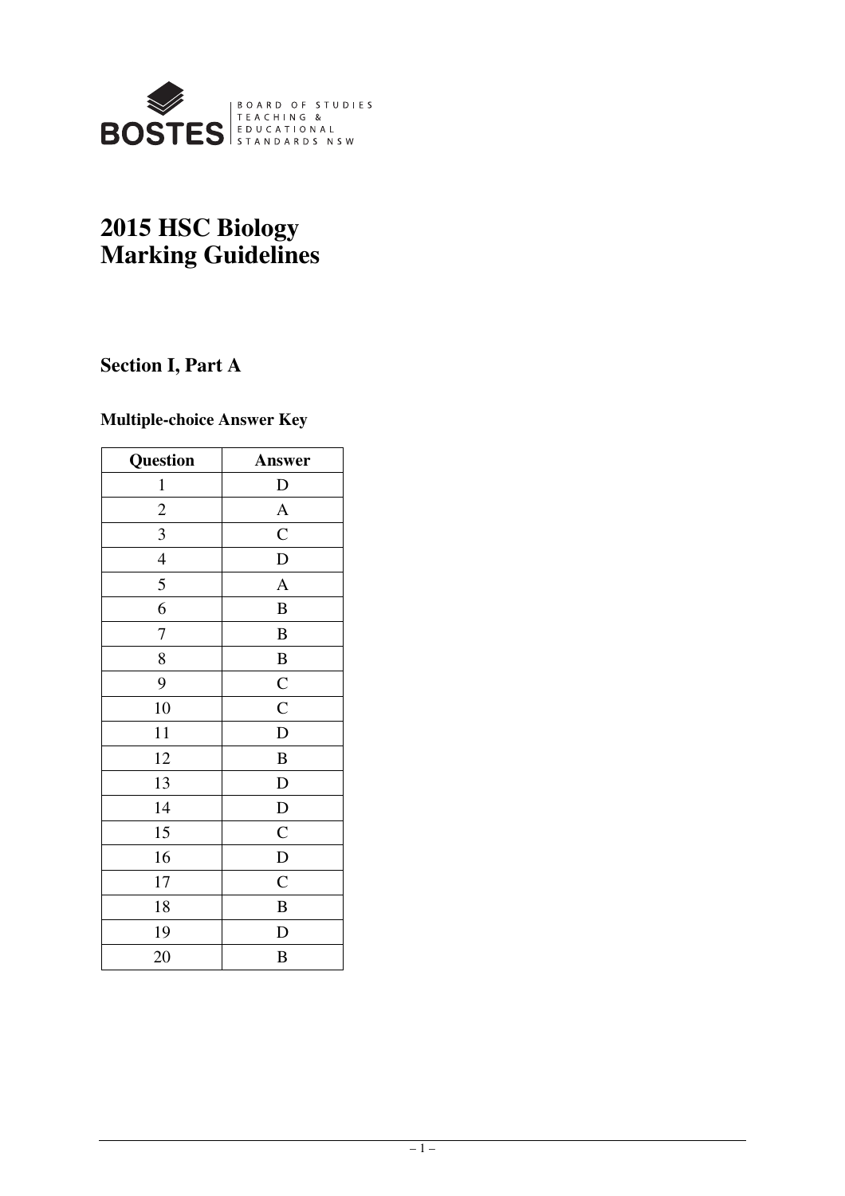BOARD OF STUDIES TEACHING & EDUCATIONAL STANDARDS NSW

# 2015 HSC Biology Marking Guidelines

## Section I, Part A

### Multiple-choice Answer Key

| Question | Answer |
|---|---|
| 1 | D |
| 2 | A |
| 3 | C |
| 4 | D |
| 5 | A |
| 6 | B |
| 7 | B |
| 8 | B |
| 9 | C |
| 10 | C |
| 11 | D |
| 12 | B |
| 13 | D |
| 14 | D |
| 15 | C |
| 16 | D |
| 17 | C |
| 18 | B |
| 19 | D |
| 20 | B |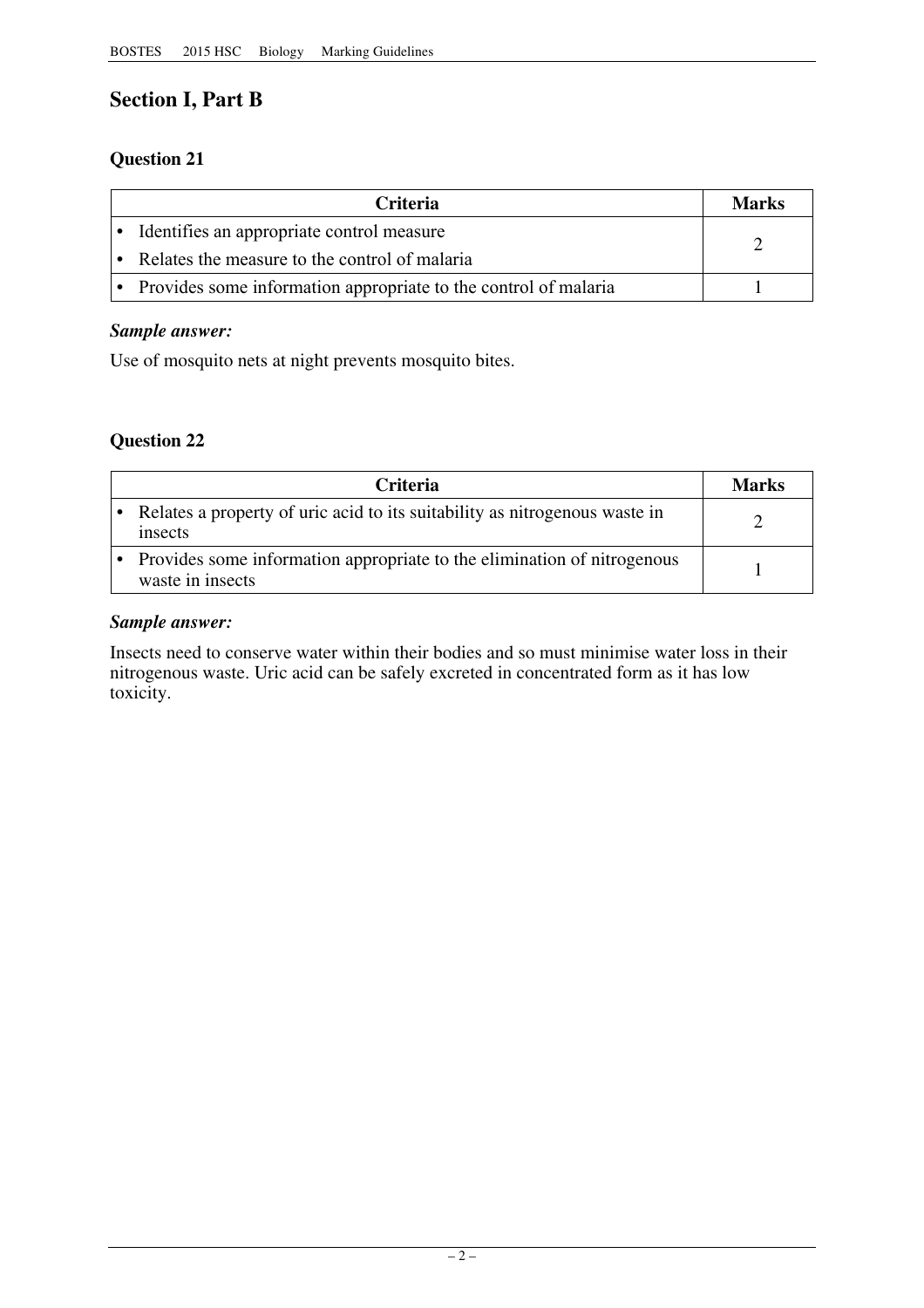## Section I, Part B

### Question 21

| Criteria | Marks |
|---|---|
| • Identifies an appropriate control measure<br>• Relates the measure to the control of malaria | 2 |
| • Provides some information appropriate to the control of malaria | 1 |

***Sample answer:***

Use of mosquito nets at night prevents mosquito bites.

### Question 22

| Criteria | Marks |
|---|---|
| • Relates a property of uric acid to its suitability as nitrogenous waste in insects | 2 |
| • Provides some information appropriate to the elimination of nitrogenous waste in insects | 1 |

***Sample answer:***

Insects need to conserve water within their bodies and so must minimise water loss in their nitrogenous waste. Uric acid can be safely excreted in concentrated form as it has low toxicity.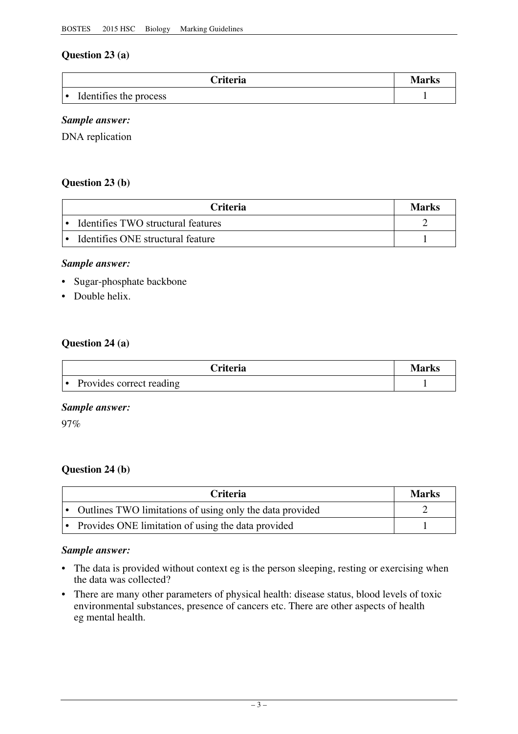### Question 23 (a)

| Criteria | Marks |
|---|---|
| • Identifies the process | 1 |

***Sample answer:***

DNA replication

### Question 23 (b)

| Criteria | Marks |
|---|---|
| • Identifies TWO structural features | 2 |
| • Identifies ONE structural feature | 1 |

***Sample answer:***

- Sugar-phosphate backbone
- Double helix.

### Question 24 (a)

| Criteria | Marks |
|---|---|
| • Provides correct reading | 1 |

***Sample answer:***

97%

### Question 24 (b)

| Criteria | Marks |
|---|---|
| • Outlines TWO limitations of using only the data provided | 2 |
| • Provides ONE limitation of using the data provided | 1 |

***Sample answer:***

- The data is provided without context eg is the person sleeping, resting or exercising when the data was collected?
- There are many other parameters of physical health: disease status, blood levels of toxic environmental substances, presence of cancers etc. There are other aspects of health eg mental health.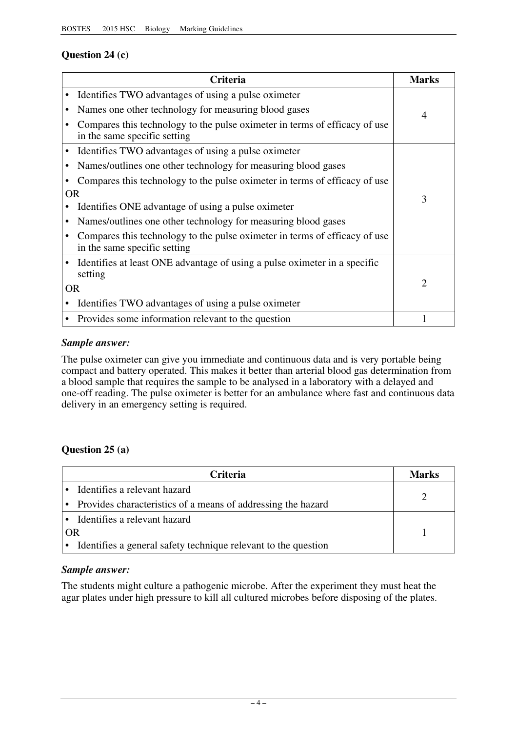## Question 24 (c)

| Criteria | Marks |
|---|---|
| • Identifies TWO advantages of using a pulse oximeter<br>• Names one other technology for measuring blood gases<br>• Compares this technology to the pulse oximeter in terms of efficacy of use in the same specific setting | 4 |
| • Identifies TWO advantages of using a pulse oximeter<br>• Names/outlines one other technology for measuring blood gases<br>• Compares this technology to the pulse oximeter in terms of efficacy of use<br>OR<br>• Identifies ONE advantage of using a pulse oximeter<br>• Names/outlines one other technology for measuring blood gases<br>• Compares this technology to the pulse oximeter in terms of efficacy of use in the same specific setting | 3 |
| • Identifies at least ONE advantage of using a pulse oximeter in a specific setting<br>OR<br>• Identifies TWO advantages of using a pulse oximeter | 2 |
| • Provides some information relevant to the question | 1 |

***Sample answer:***

The pulse oximeter can give you immediate and continuous data and is very portable being compact and battery operated. This makes it better than arterial blood gas determination from a blood sample that requires the sample to be analysed in a laboratory with a delayed and one-off reading. The pulse oximeter is better for an ambulance where fast and continuous data delivery in an emergency setting is required.

## Question 25 (a)

| Criteria | Marks |
|---|---|
| • Identifies a relevant hazard<br>• Provides characteristics of a means of addressing the hazard | 2 |
| • Identifies a relevant hazard<br>OR<br>• Identifies a general safety technique relevant to the question | 1 |

***Sample answer:***

The students might culture a pathogenic microbe. After the experiment they must heat the agar plates under high pressure to kill all cultured microbes before disposing of the plates.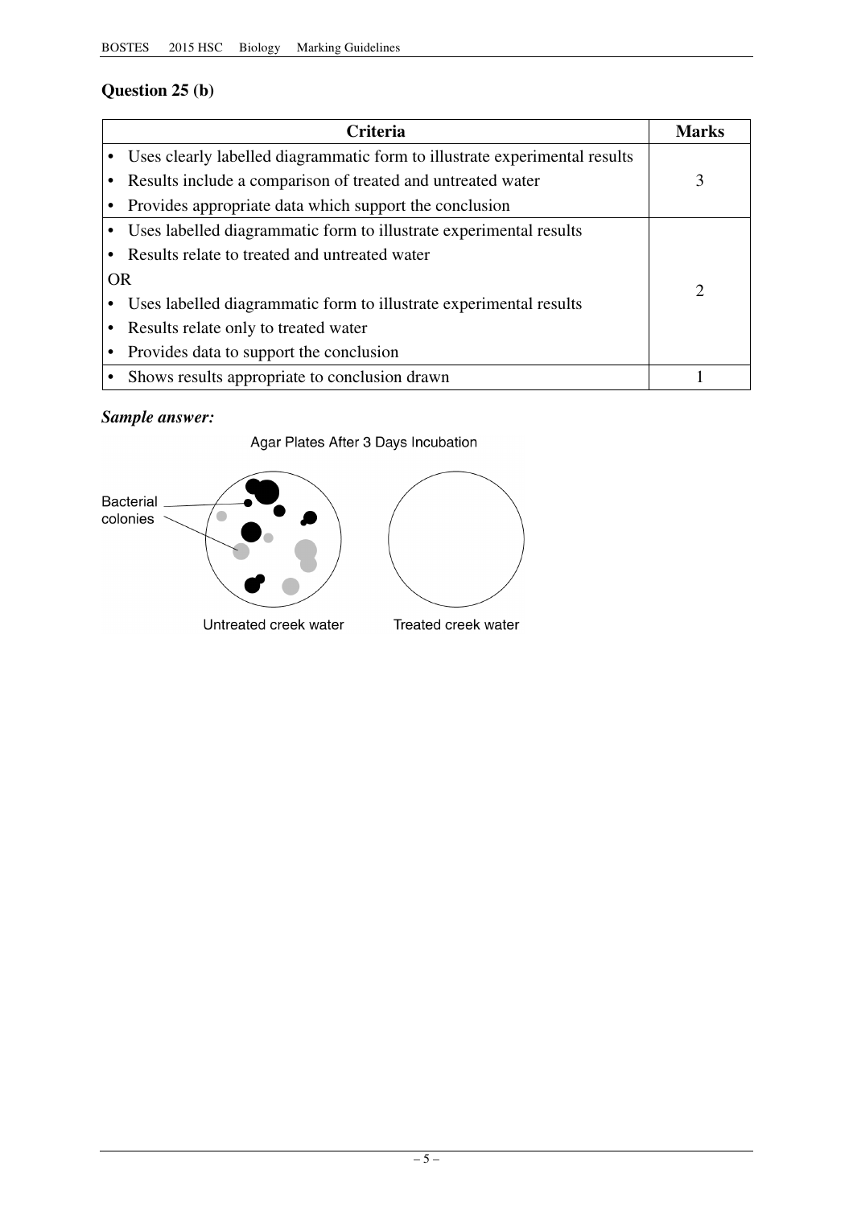## Question 25 (b)

| Criteria | Marks |
|---|---|
| • Uses clearly labelled diagrammatic form to illustrate experimental results<br>• Results include a comparison of treated and untreated water<br>• Provides appropriate data which support the conclusion | 3 |
| • Uses labelled diagrammatic form to illustrate experimental results<br>• Results relate to treated and untreated water<br>OR<br>• Uses labelled diagrammatic form to illustrate experimental results<br>• Results relate only to treated water<br>• Provides data to support the conclusion | 2 |
| • Shows results appropriate to conclusion drawn | 1 |

***Sample answer:***

Agar Plates After 3 Days Incubation

Bacterial colonies

Untreated creek water | Treated creek water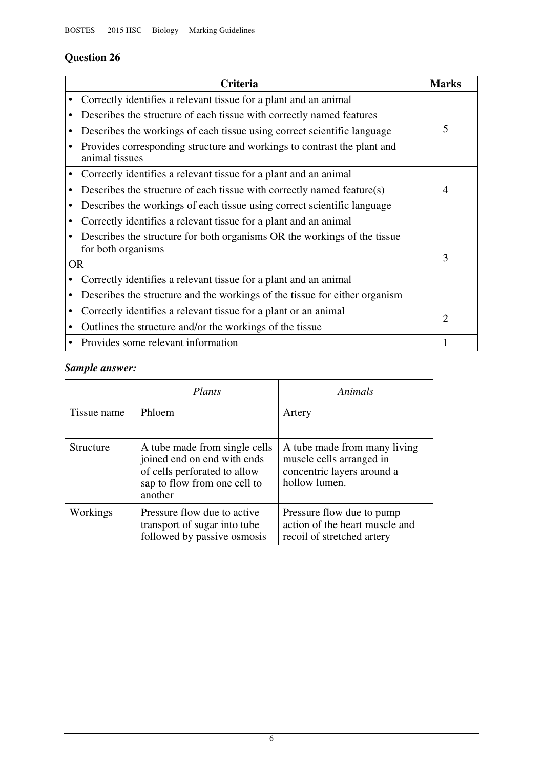## Question 26

| Criteria | Marks |
|---|---|
| • Correctly identifies a relevant tissue for a plant and an animal<br>• Describes the structure of each tissue with correctly named features<br>• Describes the workings of each tissue using correct scientific language<br>• Provides corresponding structure and workings to contrast the plant and animal tissues | 5 |
| • Correctly identifies a relevant tissue for a plant and an animal<br>• Describes the structure of each tissue with correctly named feature(s)<br>• Describes the workings of each tissue using correct scientific language | 4 |
| • Correctly identifies a relevant tissue for a plant and an animal<br>• Describes the structure for both organisms OR the workings of the tissue for both organisms<br>OR<br>• Correctly identifies a relevant tissue for a plant and an animal<br>• Describes the structure and the workings of the tissue for either organism | 3 |
| • Correctly identifies a relevant tissue for a plant or an animal<br>• Outlines the structure and/or the workings of the tissue | 2 |
| • Provides some relevant information | 1 |

***Sample answer:***

| | *Plants* | *Animals* |
|---|---|---|
| Tissue name | Phloem | Artery |
| Structure | A tube made from single cells joined end on end with ends of cells perforated to allow sap to flow from one cell to another | A tube made from many living muscle cells arranged in concentric layers around a hollow lumen. |
| Workings | Pressure flow due to active transport of sugar into tube followed by passive osmosis | Pressure flow due to pump action of the heart muscle and recoil of stretched artery |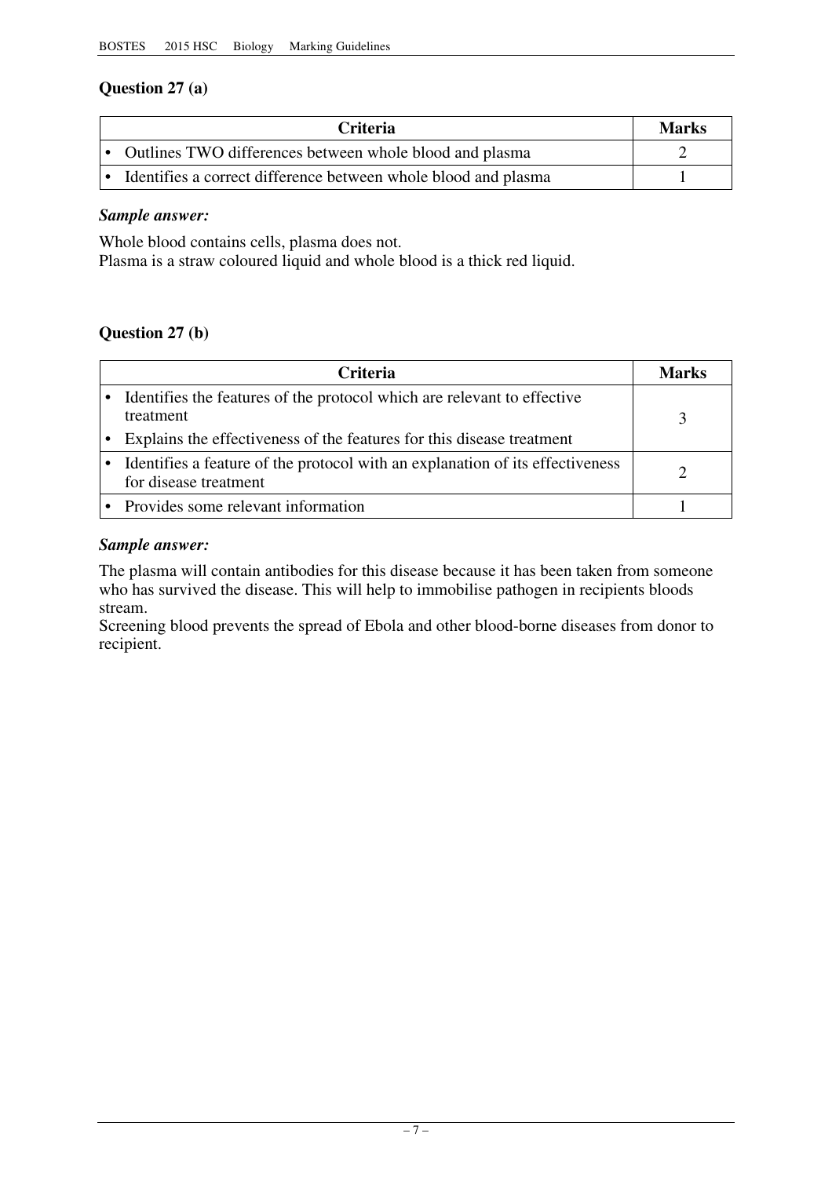### Question 27 (a)

| Criteria | Marks |
|---|---|
| • Outlines TWO differences between whole blood and plasma | 2 |
| • Identifies a correct difference between whole blood and plasma | 1 |

***Sample answer:***

Whole blood contains cells, plasma does not.
Plasma is a straw coloured liquid and whole blood is a thick red liquid.

### Question 27 (b)

| Criteria | Marks |
|---|---|
| • Identifies the features of the protocol which are relevant to effective treatment<br>• Explains the effectiveness of the features for this disease treatment | 3 |
| • Identifies a feature of the protocol with an explanation of its effectiveness for disease treatment | 2 |
| • Provides some relevant information | 1 |

***Sample answer:***

The plasma will contain antibodies for this disease because it has been taken from someone who has survived the disease. This will help to immobilise pathogen in recipients bloods stream.
Screening blood prevents the spread of Ebola and other blood-borne diseases from donor to recipient.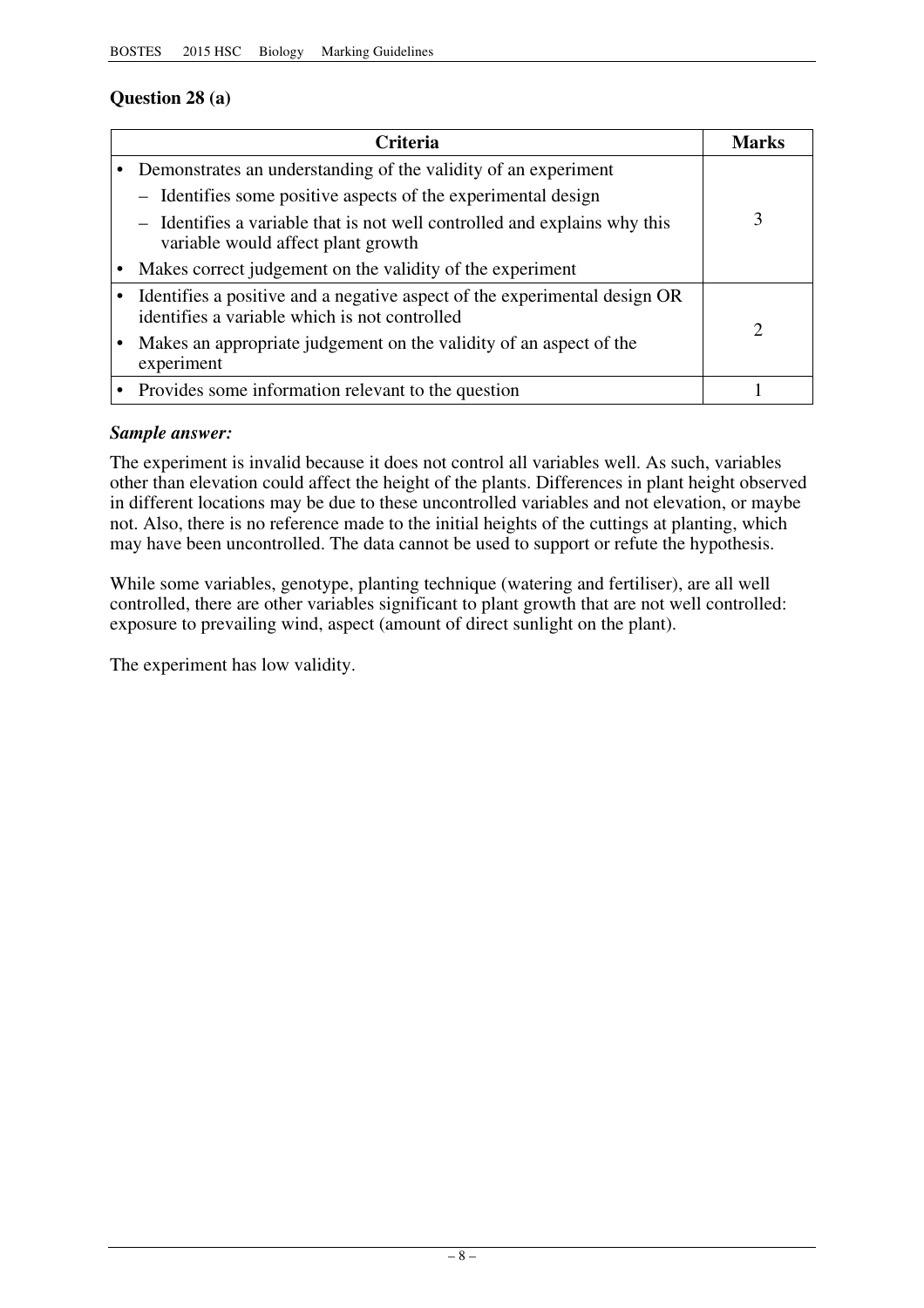## Question 28 (a)

| Criteria | Marks |
|---|---|
| • Demonstrates an understanding of the validity of an experiment<br>– Identifies some positive aspects of the experimental design<br>– Identifies a variable that is not well controlled and explains why this variable would affect plant growth<br>• Makes correct judgement on the validity of the experiment | 3 |
| • Identifies a positive and a negative aspect of the experimental design OR identifies a variable which is not controlled<br>• Makes an appropriate judgement on the validity of an aspect of the experiment | 2 |
| • Provides some information relevant to the question | 1 |

***Sample answer:***

The experiment is invalid because it does not control all variables well. As such, variables other than elevation could affect the height of the plants. Differences in plant height observed in different locations may be due to these uncontrolled variables and not elevation, or maybe not. Also, there is no reference made to the initial heights of the cuttings at planting, which may have been uncontrolled. The data cannot be used to support or refute the hypothesis.

While some variables, genotype, planting technique (watering and fertiliser), are all well controlled, there are other variables significant to plant growth that are not well controlled: exposure to prevailing wind, aspect (amount of direct sunlight on the plant).

The experiment has low validity.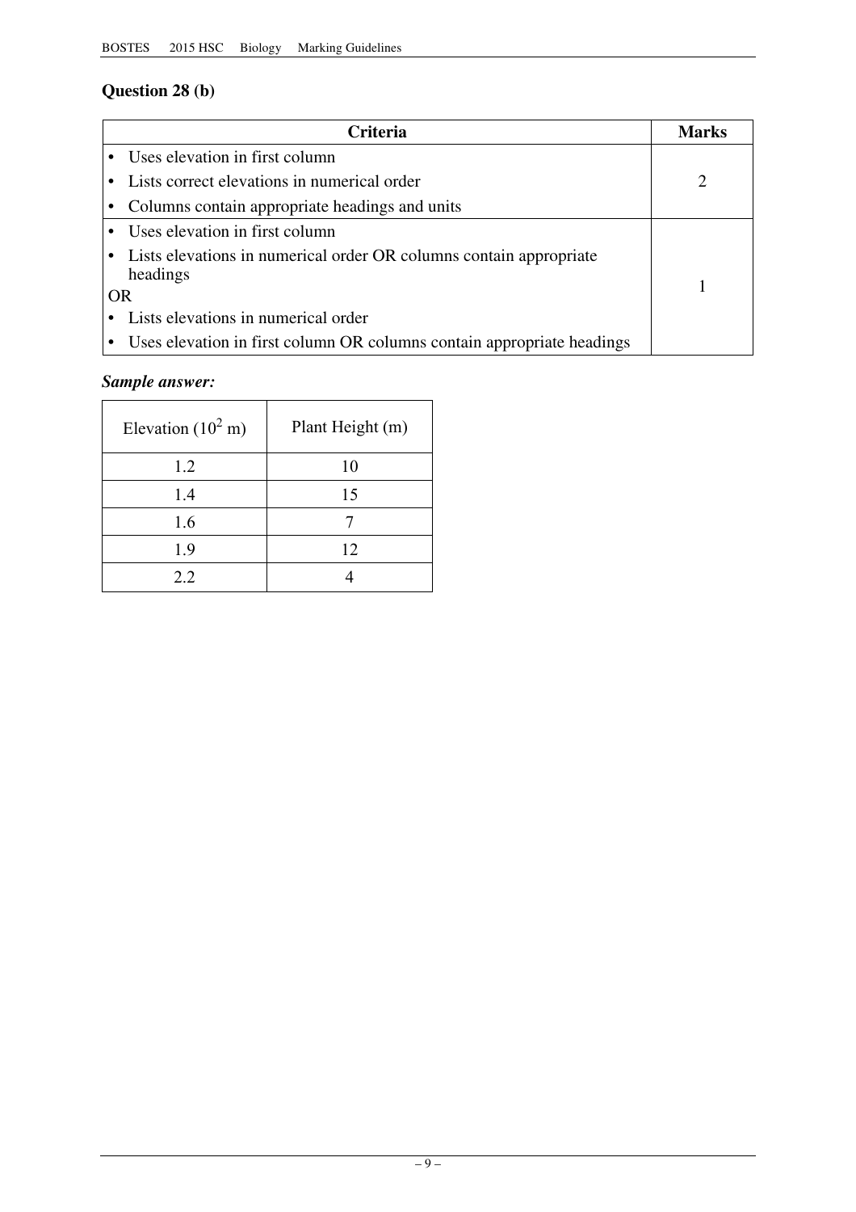## Question 28 (b)

| Criteria | Marks |
|---|---|
| • Uses elevation in first column<br>• Lists correct elevations in numerical order<br>• Columns contain appropriate headings and units | 2 |
| • Uses elevation in first column<br>• Lists elevations in numerical order OR columns contain appropriate headings<br>OR<br>• Lists elevations in numerical order<br>• Uses elevation in first column OR columns contain appropriate headings | 1 |

***Sample answer:***

| Elevation ($10^2$ m) | Plant Height (m) |
|---|---|
| 1.2 | 10 |
| 1.4 | 15 |
| 1.6 | 7 |
| 1.9 | 12 |
| 2.2 | 4 |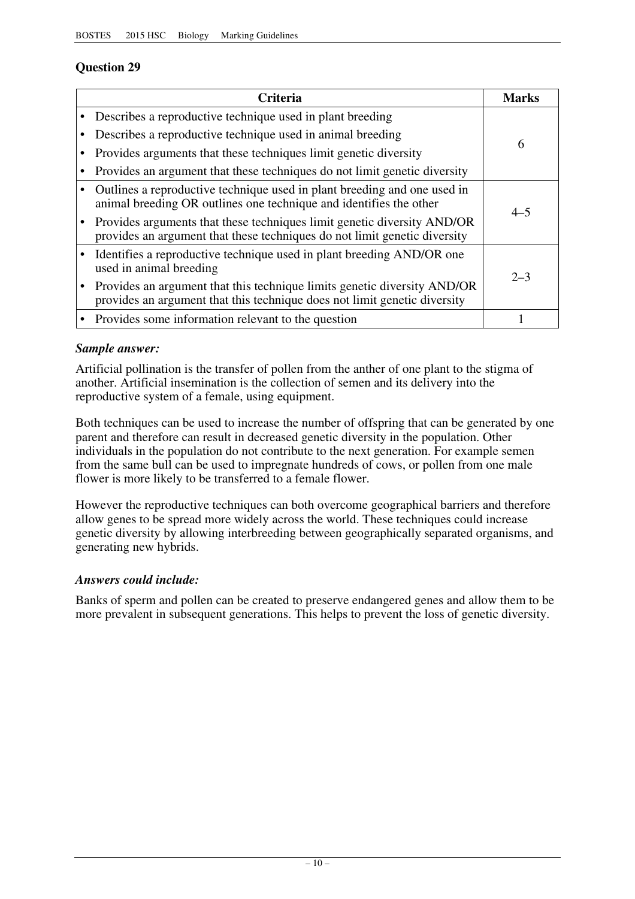## Question 29

| Criteria | Marks |
|---|---|
| • Describes a reproductive technique used in plant breeding<br>• Describes a reproductive technique used in animal breeding<br>• Provides arguments that these techniques limit genetic diversity<br>• Provides an argument that these techniques do not limit genetic diversity | 6 |
| • Outlines a reproductive technique used in plant breeding and one used in animal breeding OR outlines one technique and identifies the other<br>• Provides arguments that these techniques limit genetic diversity AND/OR provides an argument that these techniques do not limit genetic diversity | 4–5 |
| • Identifies a reproductive technique used in plant breeding AND/OR one used in animal breeding<br>• Provides an argument that this technique limits genetic diversity AND/OR provides an argument that this technique does not limit genetic diversity | 2–3 |
| • Provides some information relevant to the question | 1 |

***Sample answer:***

Artificial pollination is the transfer of pollen from the anther of one plant to the stigma of another. Artificial insemination is the collection of semen and its delivery into the reproductive system of a female, using equipment.

Both techniques can be used to increase the number of offspring that can be generated by one parent and therefore can result in decreased genetic diversity in the population. Other individuals in the population do not contribute to the next generation. For example semen from the same bull can be used to impregnate hundreds of cows, or pollen from one male flower is more likely to be transferred to a female flower.

However the reproductive techniques can both overcome geographical barriers and therefore allow genes to be spread more widely across the world. These techniques could increase genetic diversity by allowing interbreeding between geographically separated organisms, and generating new hybrids.

***Answers could include:***

Banks of sperm and pollen can be created to preserve endangered genes and allow them to be more prevalent in subsequent generations. This helps to prevent the loss of genetic diversity.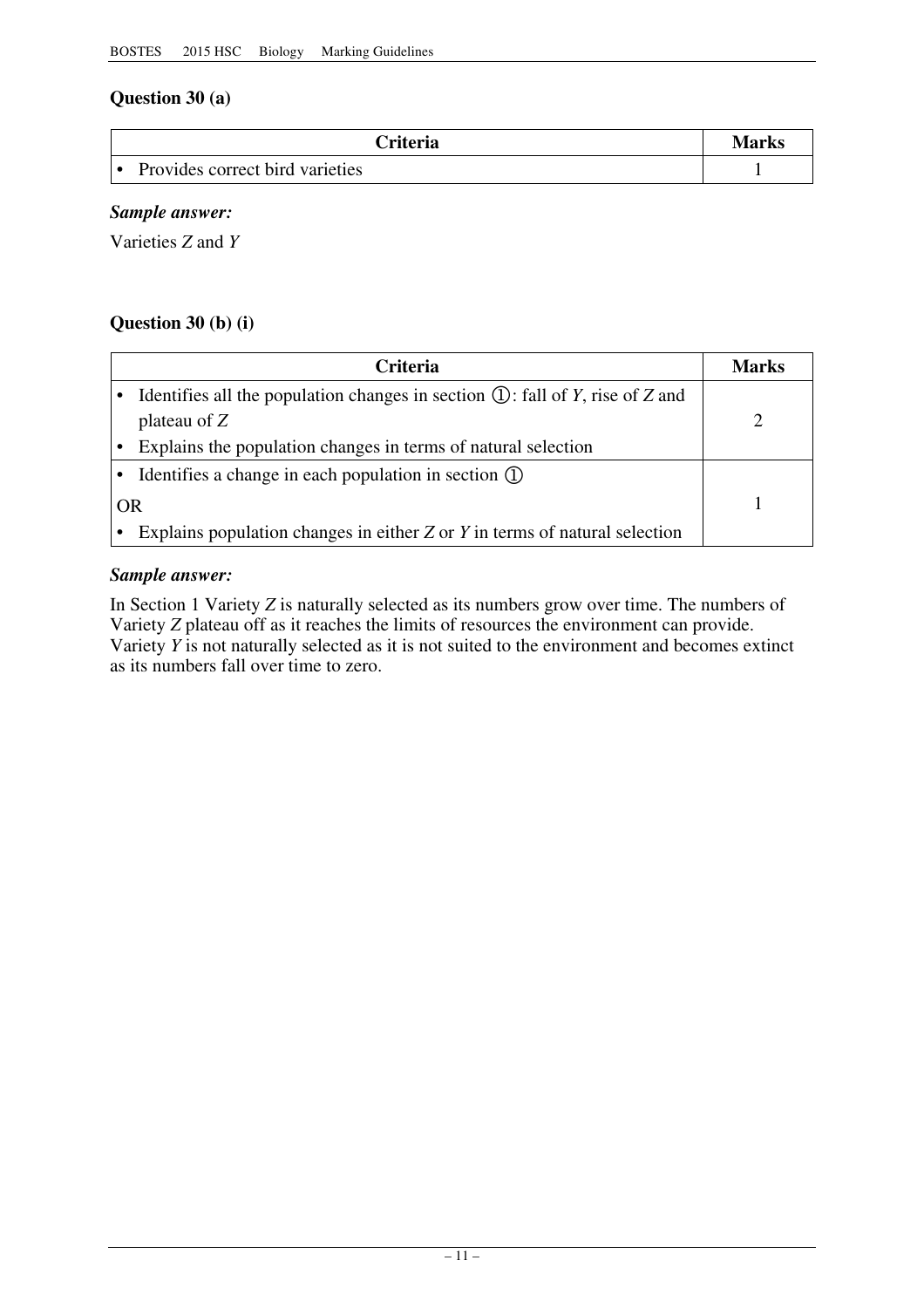## Question 30 (a)

| Criteria | Marks |
|---|---|
| • Provides correct bird varieties | 1 |

***Sample answer:***

Varieties *Z* and *Y*

## Question 30 (b) (i)

| Criteria | Marks |
|---|---|
| • Identifies all the population changes in section ①: fall of *Y*, rise of *Z* and plateau of *Z*<br>• Explains the population changes in terms of natural selection | 2 |
| • Identifies a change in each population in section ①<br>OR<br>• Explains population changes in either *Z* or *Y* in terms of natural selection | 1 |

***Sample answer:***

In Section 1 Variety *Z* is naturally selected as its numbers grow over time. The numbers of Variety *Z* plateau off as it reaches the limits of resources the environment can provide. Variety *Y* is not naturally selected as it is not suited to the environment and becomes extinct as its numbers fall over time to zero.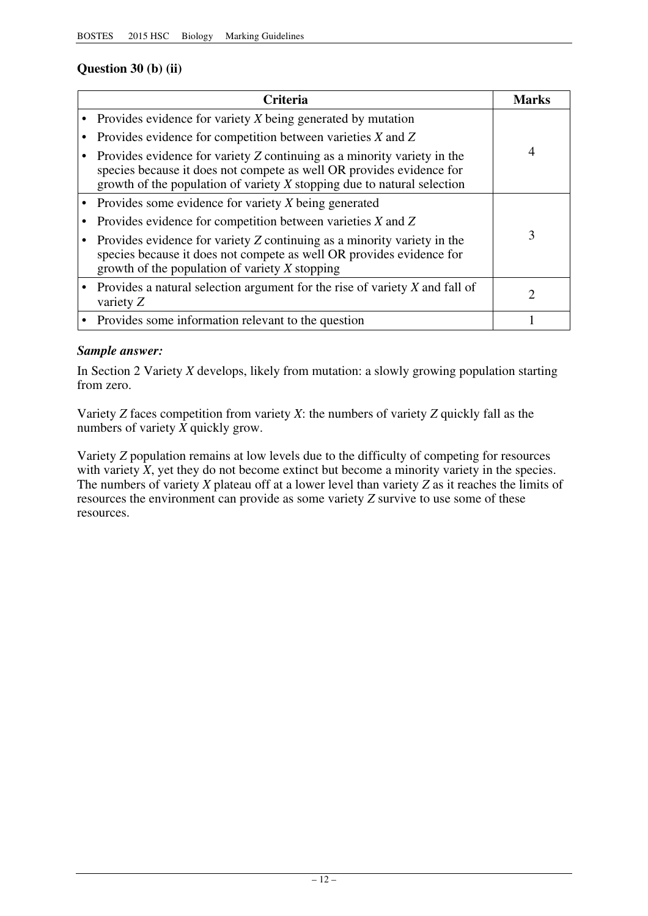## Question 30 (b) (ii)

| Criteria | Marks |
|---|---|
| • Provides evidence for variety *X* being generated by mutation<br>• Provides evidence for competition between varieties *X* and *Z*<br>• Provides evidence for variety *Z* continuing as a minority variety in the species because it does not compete as well OR provides evidence for growth of the population of variety *X* stopping due to natural selection | 4 |
| • Provides some evidence for variety *X* being generated<br>• Provides evidence for competition between varieties *X* and *Z*<br>• Provides evidence for variety *Z* continuing as a minority variety in the species because it does not compete as well OR provides evidence for growth of the population of variety *X* stopping | 3 |
| • Provides a natural selection argument for the rise of variety *X* and fall of variety *Z* | 2 |
| • Provides some information relevant to the question | 1 |

***Sample answer:***

In Section 2 Variety *X* develops, likely from mutation: a slowly growing population starting from zero.

Variety *Z* faces competition from variety *X*: the numbers of variety *Z* quickly fall as the numbers of variety *X* quickly grow.

Variety *Z* population remains at low levels due to the difficulty of competing for resources with variety *X*, yet they do not become extinct but become a minority variety in the species. The numbers of variety *X* plateau off at a lower level than variety *Z* as it reaches the limits of resources the environment can provide as some variety *Z* survive to use some of these resources.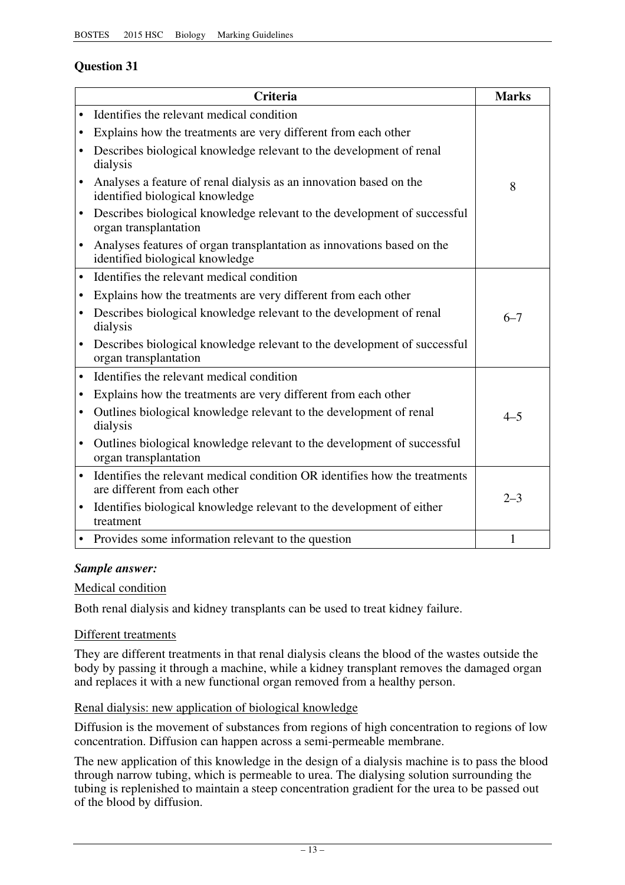## Question 31

| Criteria | Marks |
|---|---|
| • Identifies the relevant medical condition<br>• Explains how the treatments are very different from each other<br>• Describes biological knowledge relevant to the development of renal dialysis<br>• Analyses a feature of renal dialysis as an innovation based on the identified biological knowledge<br>• Describes biological knowledge relevant to the development of successful organ transplantation<br>• Analyses features of organ transplantation as innovations based on the identified biological knowledge | 8 |
| • Identifies the relevant medical condition<br>• Explains how the treatments are very different from each other<br>• Describes biological knowledge relevant to the development of renal dialysis<br>• Describes biological knowledge relevant to the development of successful organ transplantation | 6–7 |
| • Identifies the relevant medical condition<br>• Explains how the treatments are very different from each other<br>• Outlines biological knowledge relevant to the development of renal dialysis<br>• Outlines biological knowledge relevant to the development of successful organ transplantation | 4–5 |
| • Identifies the relevant medical condition OR identifies how the treatments are different from each other<br>• Identifies biological knowledge relevant to the development of either treatment | 2–3 |
| • Provides some information relevant to the question | 1 |

***Sample answer:***

Medical condition

Both renal dialysis and kidney transplants can be used to treat kidney failure.

Different treatments

They are different treatments in that renal dialysis cleans the blood of the wastes outside the body by passing it through a machine, while a kidney transplant removes the damaged organ and replaces it with a new functional organ removed from a healthy person.

Renal dialysis: new application of biological knowledge

Diffusion is the movement of substances from regions of high concentration to regions of low concentration. Diffusion can happen across a semi-permeable membrane.

The new application of this knowledge in the design of a dialysis machine is to pass the blood through narrow tubing, which is permeable to urea. The dialysing solution surrounding the tubing is replenished to maintain a steep concentration gradient for the urea to be passed out of the blood by diffusion.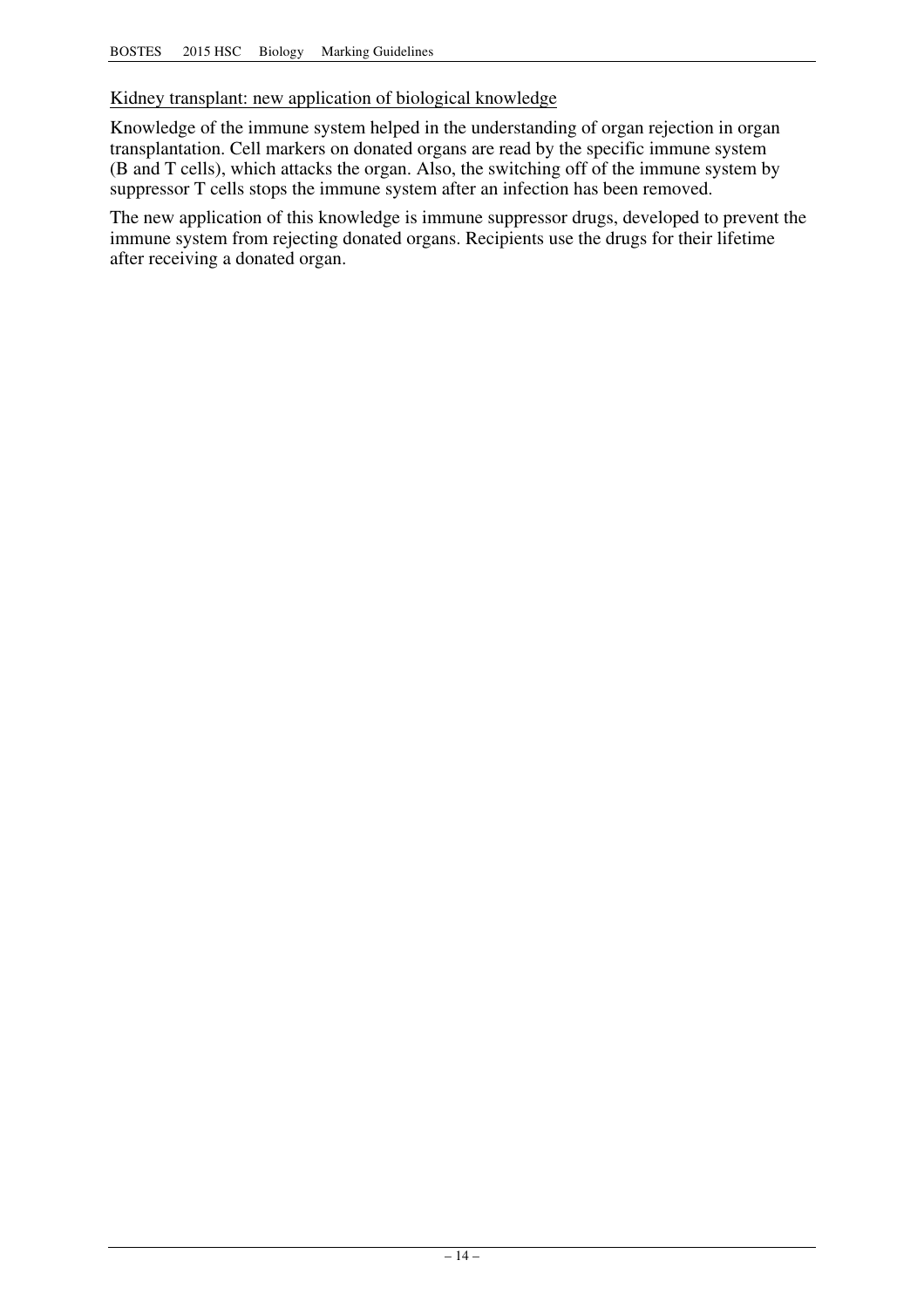<u>Kidney transplant: new application of biological knowledge</u>

Knowledge of the immune system helped in the understanding of organ rejection in organ transplantation. Cell markers on donated organs are read by the specific immune system (B and T cells), which attacks the organ. Also, the switching off of the immune system by suppressor T cells stops the immune system after an infection has been removed.

The new application of this knowledge is immune suppressor drugs, developed to prevent the immune system from rejecting donated organs. Recipients use the drugs for their lifetime after receiving a donated organ.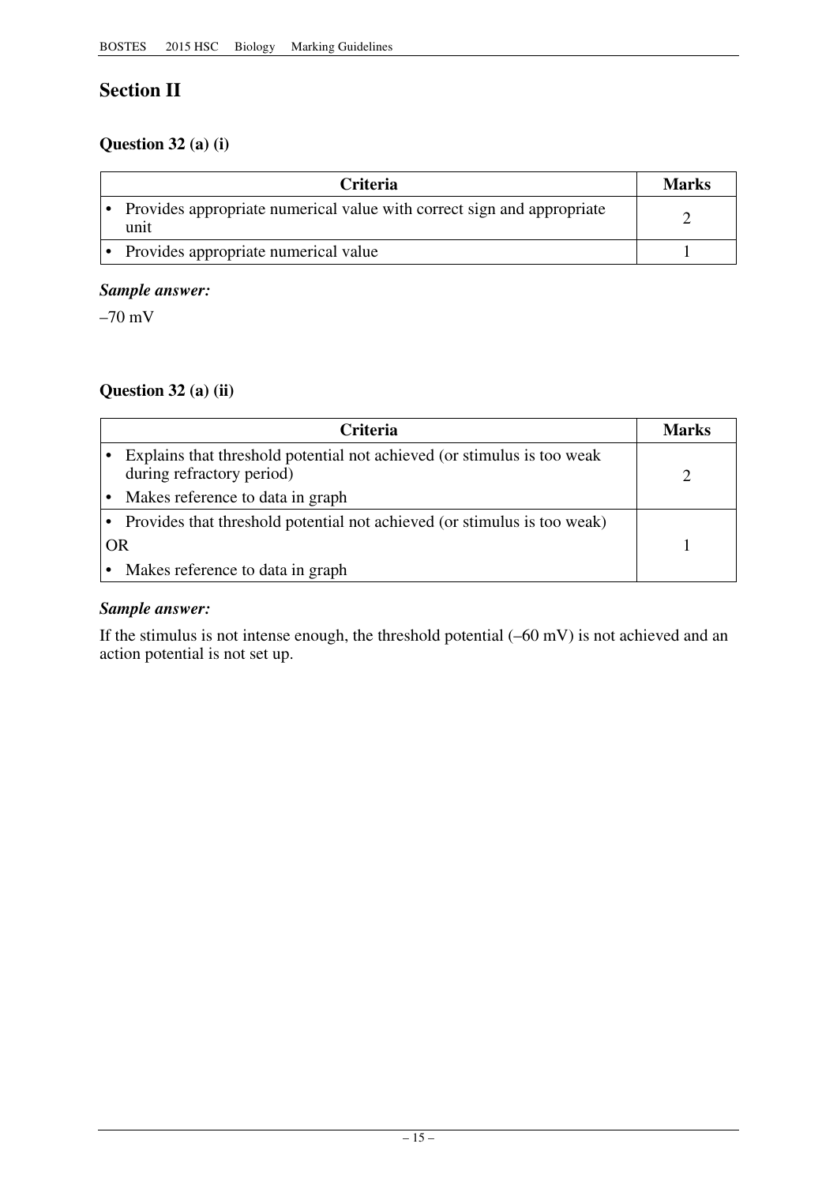## Section II

### Question 32 (a) (i)

| Criteria | Marks |
| --- | --- |
| • Provides appropriate numerical value with correct sign and appropriate unit | 2 |
| • Provides appropriate numerical value | 1 |

***Sample answer:***

–70 mV

### Question 32 (a) (ii)

| Criteria | Marks |
| --- | --- |
| • Explains that threshold potential not achieved (or stimulus is too weak during refractory period)<br>• Makes reference to data in graph | 2 |
| • Provides that threshold potential not achieved (or stimulus is too weak)<br>OR<br>• Makes reference to data in graph | 1 |

***Sample answer:***

If the stimulus is not intense enough, the threshold potential (–60 mV) is not achieved and an action potential is not set up.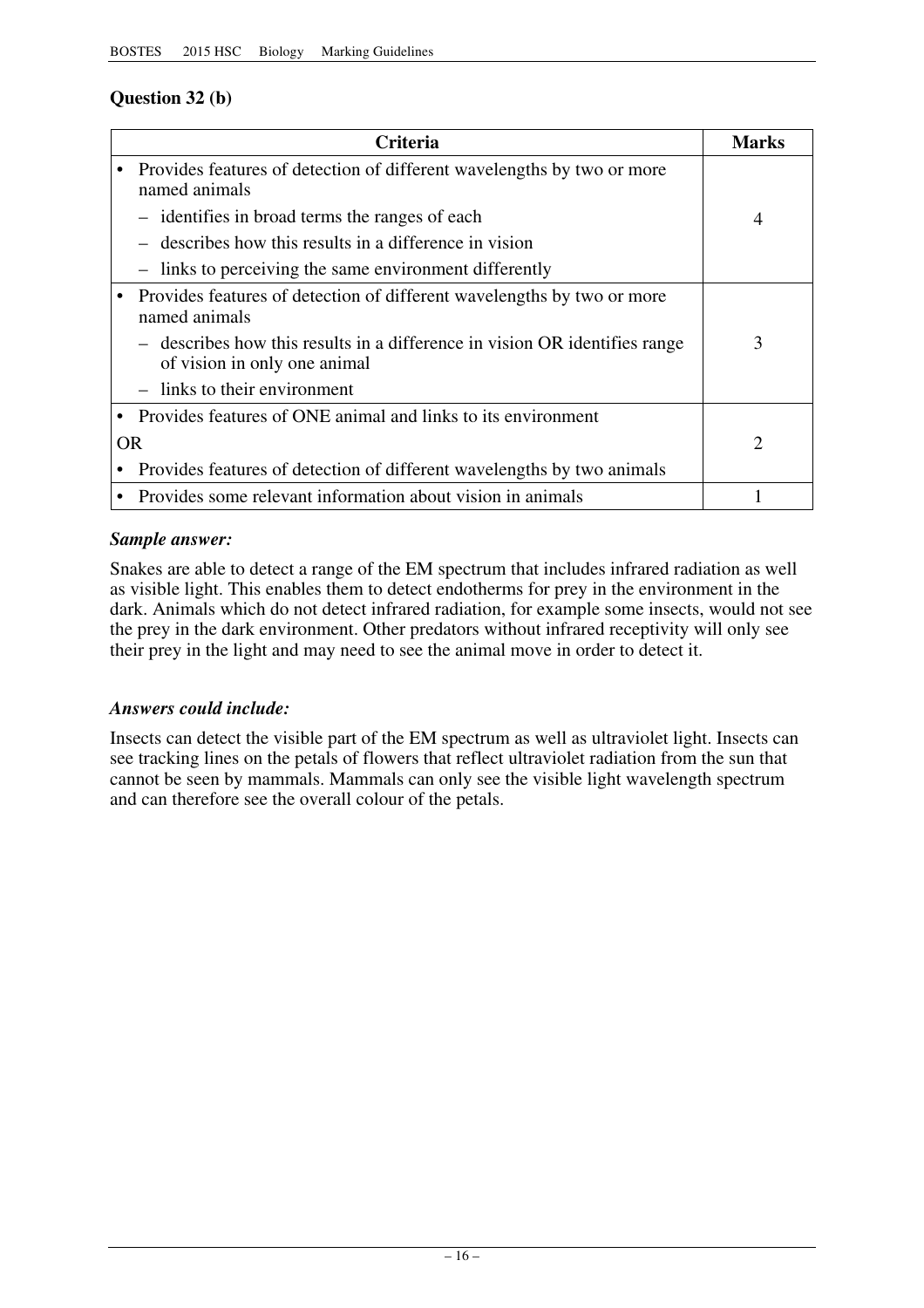## Question 32 (b)

| Criteria | Marks |
|---|---|
| • Provides features of detection of different wavelengths by two or more named animals<br>– identifies in broad terms the ranges of each<br>– describes how this results in a difference in vision<br>– links to perceiving the same environment differently | 4 |
| • Provides features of detection of different wavelengths by two or more named animals<br>– describes how this results in a difference in vision OR identifies range of vision in only one animal<br>– links to their environment | 3 |
| • Provides features of ONE animal and links to its environment<br>OR<br>• Provides features of detection of different wavelengths by two animals | 2 |
| • Provides some relevant information about vision in animals | 1 |

***Sample answer:***

Snakes are able to detect a range of the EM spectrum that includes infrared radiation as well as visible light. This enables them to detect endotherms for prey in the environment in the dark. Animals which do not detect infrared radiation, for example some insects, would not see the prey in the dark environment. Other predators without infrared receptivity will only see their prey in the light and may need to see the animal move in order to detect it.

***Answers could include:***

Insects can detect the visible part of the EM spectrum as well as ultraviolet light. Insects can see tracking lines on the petals of flowers that reflect ultraviolet radiation from the sun that cannot be seen by mammals. Mammals can only see the visible light wavelength spectrum and can therefore see the overall colour of the petals.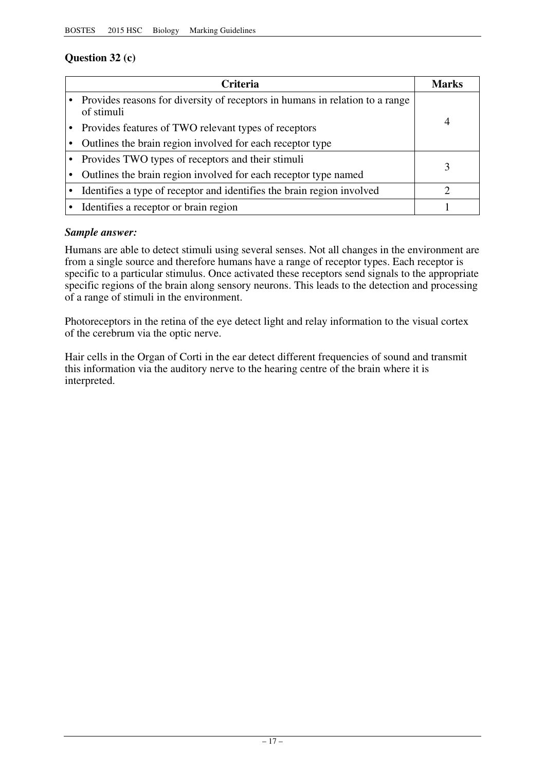## Question 32 (c)

| Criteria | Marks |
|---|---|
| • Provides reasons for diversity of receptors in humans in relation to a range of stimuli<br>• Provides features of TWO relevant types of receptors<br>• Outlines the brain region involved for each receptor type | 4 |
| • Provides TWO types of receptors and their stimuli<br>• Outlines the brain region involved for each receptor type named | 3 |
| • Identifies a type of receptor and identifies the brain region involved | 2 |
| • Identifies a receptor or brain region | 1 |

***Sample answer:***

Humans are able to detect stimuli using several senses. Not all changes in the environment are from a single source and therefore humans have a range of receptor types. Each receptor is specific to a particular stimulus. Once activated these receptors send signals to the appropriate specific regions of the brain along sensory neurons. This leads to the detection and processing of a range of stimuli in the environment.

Photoreceptors in the retina of the eye detect light and relay information to the visual cortex of the cerebrum via the optic nerve.

Hair cells in the Organ of Corti in the ear detect different frequencies of sound and transmit this information via the auditory nerve to the hearing centre of the brain where it is interpreted.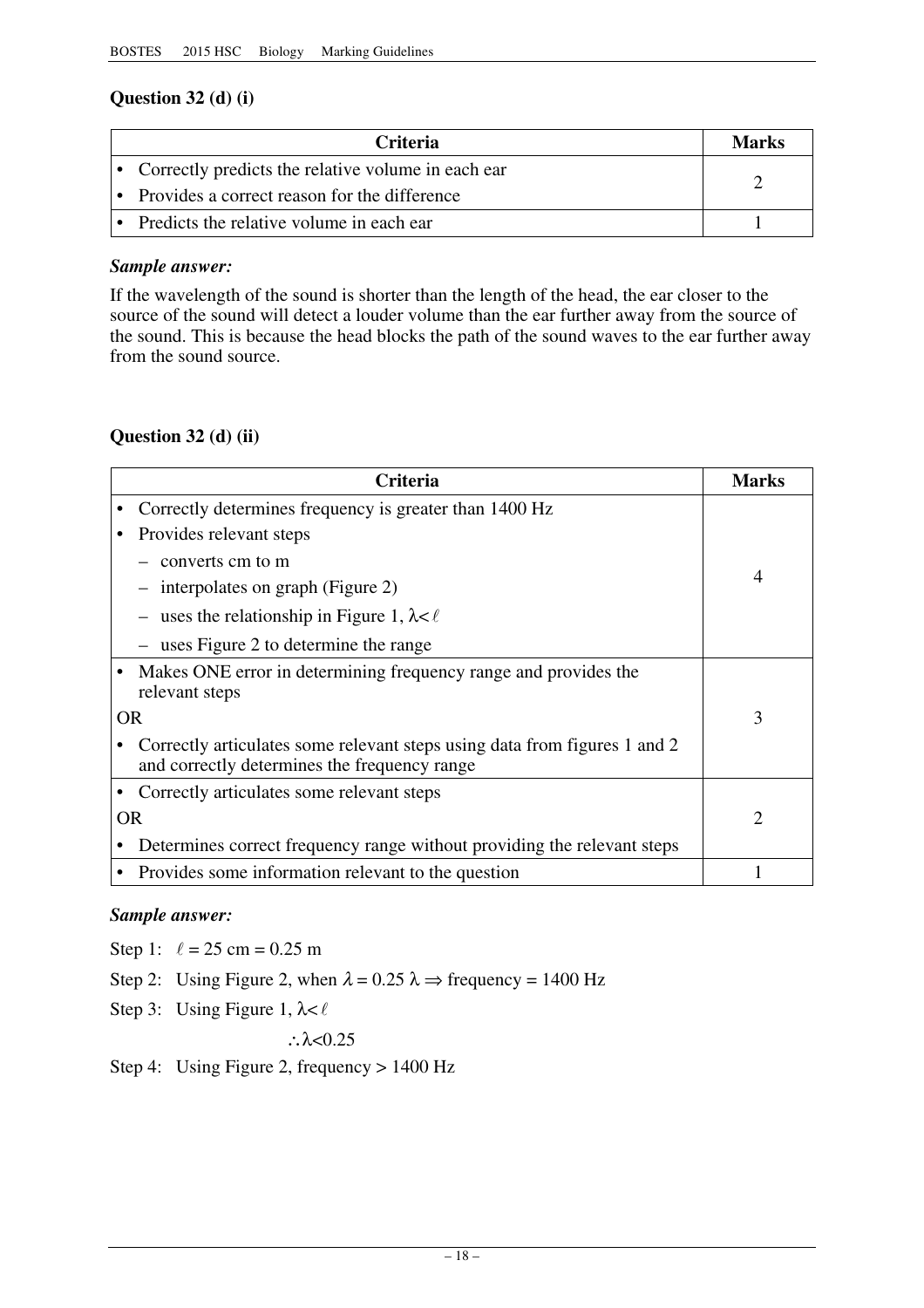## Question 32 (d) (i)

| Criteria | Marks |
|---|---|
| • Correctly predicts the relative volume in each ear<br>• Provides a correct reason for the difference | 2 |
| • Predicts the relative volume in each ear | 1 |

***Sample answer:***

If the wavelength of the sound is shorter than the length of the head, the ear closer to the source of the sound will detect a louder volume than the ear further away from the source of the sound. This is because the head blocks the path of the sound waves to the ear further away from the sound source.

## Question 32 (d) (ii)

| Criteria | Marks |
|---|---|
| • Correctly determines frequency is greater than 1400 Hz<br>• Provides relevant steps<br>– converts cm to m<br>– interpolates on graph (Figure 2)<br>– uses the relationship in Figure 1, $\lambda < \ell$<br>– uses Figure 2 to determine the range | 4 |
| • Makes ONE error in determining frequency range and provides the relevant steps<br>OR<br>• Correctly articulates some relevant steps using data from figures 1 and 2 and correctly determines the frequency range | 3 |
| • Correctly articulates some relevant steps<br>OR<br>• Determines correct frequency range without providing the relevant steps | 2 |
| • Provides some information relevant to the question | 1 |

***Sample answer:***

Step 1: $\ell = 25$ cm $= 0.25$ m

Step 2: Using Figure 2, when $\lambda = 0.25\ \lambda \Rightarrow$ frequency = 1400 Hz

Step 3: Using Figure 1, $\lambda < \ell$

$\therefore \lambda < 0.25$

Step 4: Using Figure 2, frequency > 1400 Hz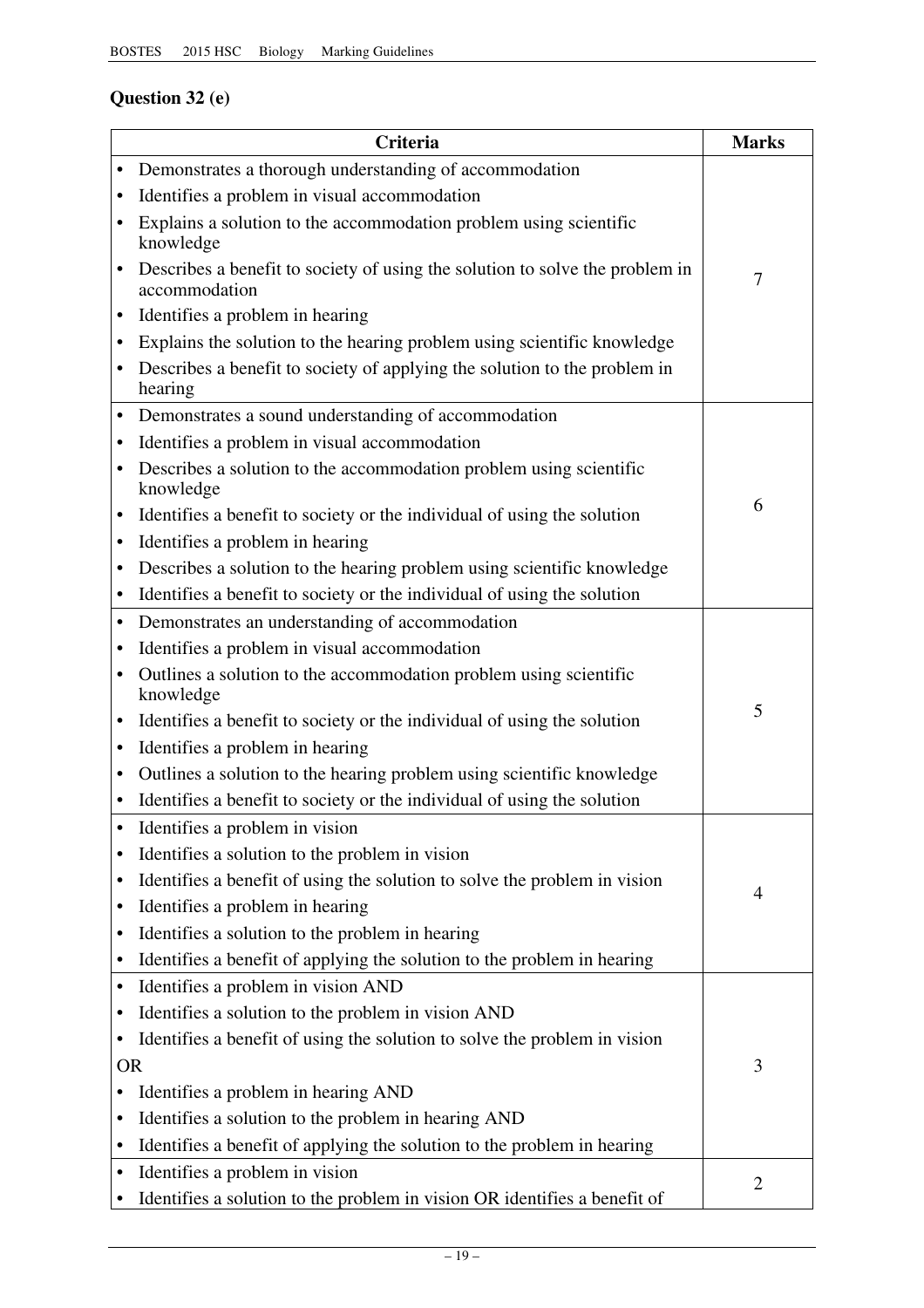## Question 32 (e)

| Criteria | Marks |
|---|---|
| • Demonstrates a thorough understanding of accommodation<br>• Identifies a problem in visual accommodation<br>• Explains a solution to the accommodation problem using scientific knowledge<br>• Describes a benefit to society of using the solution to solve the problem in accommodation<br>• Identifies a problem in hearing<br>• Explains the solution to the hearing problem using scientific knowledge<br>• Describes a benefit to society of applying the solution to the problem in hearing | 7 |
| • Demonstrates a sound understanding of accommodation<br>• Identifies a problem in visual accommodation<br>• Describes a solution to the accommodation problem using scientific knowledge<br>• Identifies a benefit to society or the individual of using the solution<br>• Identifies a problem in hearing<br>• Describes a solution to the hearing problem using scientific knowledge<br>• Identifies a benefit to society or the individual of using the solution | 6 |
| • Demonstrates an understanding of accommodation<br>• Identifies a problem in visual accommodation<br>• Outlines a solution to the accommodation problem using scientific knowledge<br>• Identifies a benefit to society or the individual of using the solution<br>• Identifies a problem in hearing<br>• Outlines a solution to the hearing problem using scientific knowledge<br>• Identifies a benefit to society or the individual of using the solution | 5 |
| • Identifies a problem in vision<br>• Identifies a solution to the problem in vision<br>• Identifies a benefit of using the solution to solve the problem in vision<br>• Identifies a problem in hearing<br>• Identifies a solution to the problem in hearing<br>• Identifies a benefit of applying the solution to the problem in hearing | 4 |
| • Identifies a problem in vision AND<br>• Identifies a solution to the problem in vision AND<br>• Identifies a benefit of using the solution to solve the problem in vision<br>OR<br>• Identifies a problem in hearing AND<br>• Identifies a solution to the problem in hearing AND<br>• Identifies a benefit of applying the solution to the problem in hearing | 3 |
| • Identifies a problem in vision<br>• Identifies a solution to the problem in vision OR identifies a benefit of | 2 |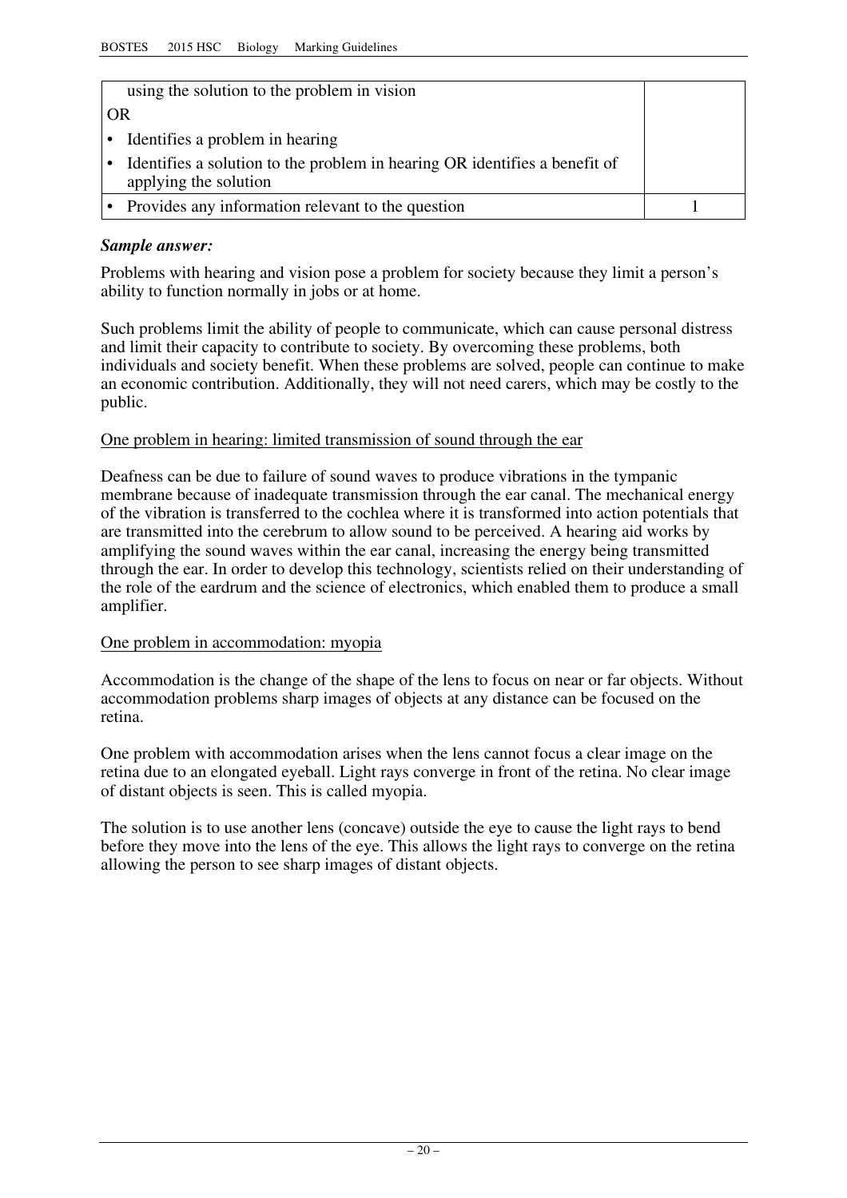| | |
|---|---|
| using the solution to the problem in vision<br>OR<br>• Identifies a problem in hearing<br>• Identifies a solution to the problem in hearing OR identifies a benefit of applying the solution | |
| • Provides any information relevant to the question | 1 |

***Sample answer:***

Problems with hearing and vision pose a problem for society because they limit a person's ability to function normally in jobs or at home.

Such problems limit the ability of people to communicate, which can cause personal distress and limit their capacity to contribute to society. By overcoming these problems, both individuals and society benefit. When these problems are solved, people can continue to make an economic contribution. Additionally, they will not need carers, which may be costly to the public.

<u>One problem in hearing: limited transmission of sound through the ear</u>

Deafness can be due to failure of sound waves to produce vibrations in the tympanic membrane because of inadequate transmission through the ear canal. The mechanical energy of the vibration is transferred to the cochlea where it is transformed into action potentials that are transmitted into the cerebrum to allow sound to be perceived. A hearing aid works by amplifying the sound waves within the ear canal, increasing the energy being transmitted through the ear. In order to develop this technology, scientists relied on their understanding of the role of the eardrum and the science of electronics, which enabled them to produce a small amplifier.

<u>One problem in accommodation: myopia</u>

Accommodation is the change of the shape of the lens to focus on near or far objects. Without accommodation problems sharp images of objects at any distance can be focused on the retina.

One problem with accommodation arises when the lens cannot focus a clear image on the retina due to an elongated eyeball. Light rays converge in front of the retina. No clear image of distant objects is seen. This is called myopia.

The solution is to use another lens (concave) outside the eye to cause the light rays to bend before they move into the lens of the eye. This allows the light rays to converge on the retina allowing the person to see sharp images of distant objects.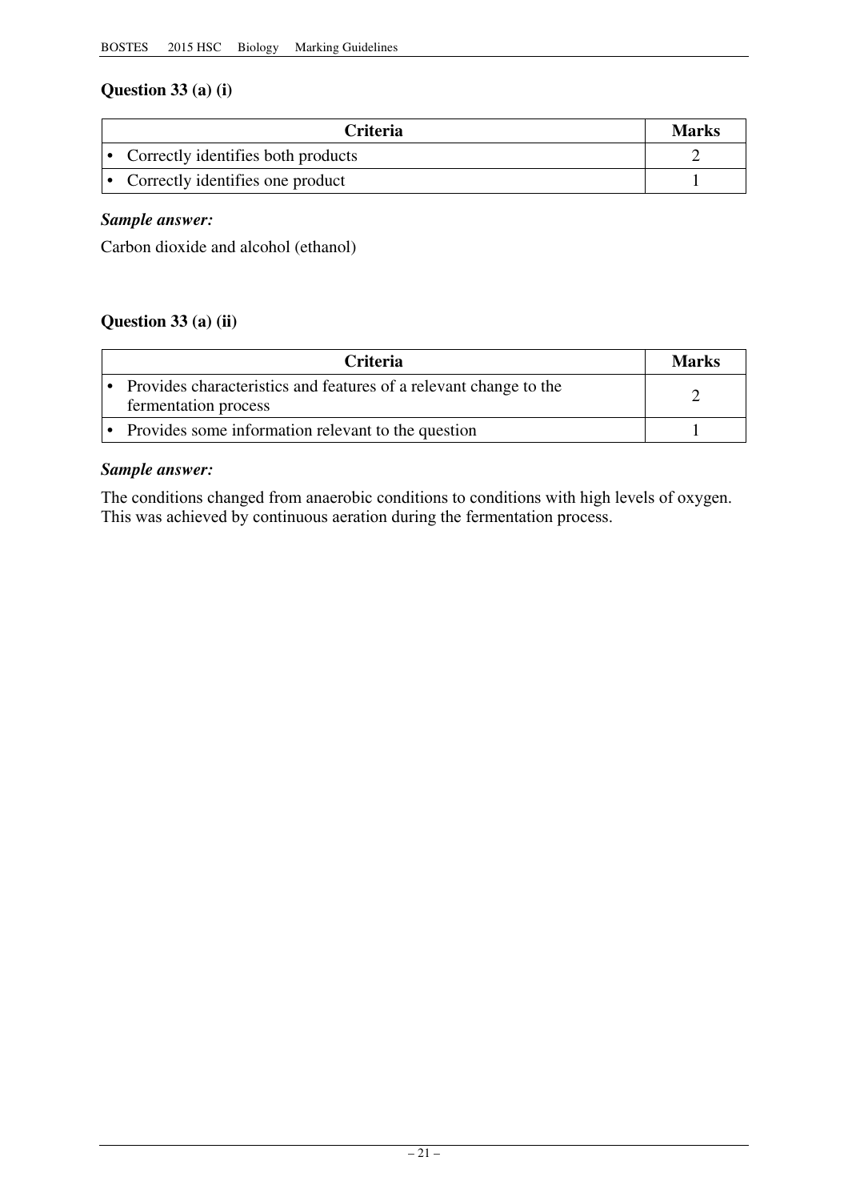### Question 33 (a) (i)

| Criteria | Marks |
|---|---|
| • Correctly identifies both products | 2 |
| • Correctly identifies one product | 1 |

***Sample answer:***

Carbon dioxide and alcohol (ethanol)

### Question 33 (a) (ii)

| Criteria | Marks |
|---|---|
| • Provides characteristics and features of a relevant change to the fermentation process | 2 |
| • Provides some information relevant to the question | 1 |

***Sample answer:***

The conditions changed from anaerobic conditions to conditions with high levels of oxygen. This was achieved by continuous aeration during the fermentation process.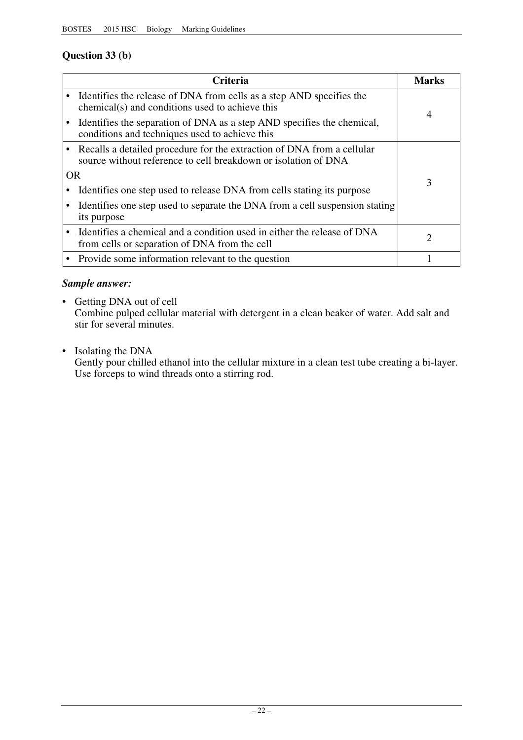## Question 33 (b)

| Criteria | Marks |
|---|---|
| • Identifies the release of DNA from cells as a step AND specifies the chemical(s) and conditions used to achieve this<br>• Identifies the separation of DNA as a step AND specifies the chemical, conditions and techniques used to achieve this | 4 |
| • Recalls a detailed procedure for the extraction of DNA from a cellular source without reference to cell breakdown or isolation of DNA<br>OR<br>• Identifies one step used to release DNA from cells stating its purpose<br>• Identifies one step used to separate the DNA from a cell suspension stating its purpose | 3 |
| • Identifies a chemical and a condition used in either the release of DNA from cells or separation of DNA from the cell | 2 |
| • Provide some information relevant to the question | 1 |

***Sample answer:***

- Getting DNA out of cell
  Combine pulped cellular material with detergent in a clean beaker of water. Add salt and stir for several minutes.

- Isolating the DNA
  Gently pour chilled ethanol into the cellular mixture in a clean test tube creating a bi-layer. Use forceps to wind threads onto a stirring rod.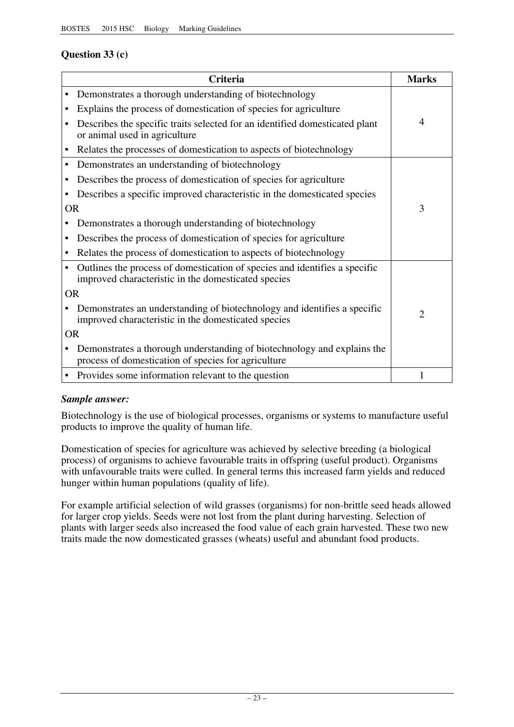## Question 33 (c)

| Criteria | Marks |
|---|---|
| • Demonstrates a thorough understanding of biotechnology<br>• Explains the process of domestication of species for agriculture<br>• Describes the specific traits selected for an identified domesticated plant or animal used in agriculture<br>• Relates the processes of domestication to aspects of biotechnology | 4 |
| • Demonstrates an understanding of biotechnology<br>• Describes the process of domestication of species for agriculture<br>• Describes a specific improved characteristic in the domesticated species<br>OR<br>• Demonstrates a thorough understanding of biotechnology<br>• Describes the process of domestication of species for agriculture<br>• Relates the process of domestication to aspects of biotechnology | 3 |
| • Outlines the process of domestication of species and identifies a specific improved characteristic in the domesticated species<br>OR<br>• Demonstrates an understanding of biotechnology and identifies a specific improved characteristic in the domesticated species<br>OR<br>• Demonstrates a thorough understanding of biotechnology and explains the process of domestication of species for agriculture | 2 |
| • Provides some information relevant to the question | 1 |

***Sample answer:***

Biotechnology is the use of biological processes, organisms or systems to manufacture useful products to improve the quality of human life.

Domestication of species for agriculture was achieved by selective breeding (a biological process) of organisms to achieve favourable traits in offspring (useful product). Organisms with unfavourable traits were culled. In general terms this increased farm yields and reduced hunger within human populations (quality of life).

For example artificial selection of wild grasses (organisms) for non-brittle seed heads allowed for larger crop yields. Seeds were not lost from the plant during harvesting. Selection of plants with larger seeds also increased the food value of each grain harvested. These two new traits made the now domesticated grasses (wheats) useful and abundant food products.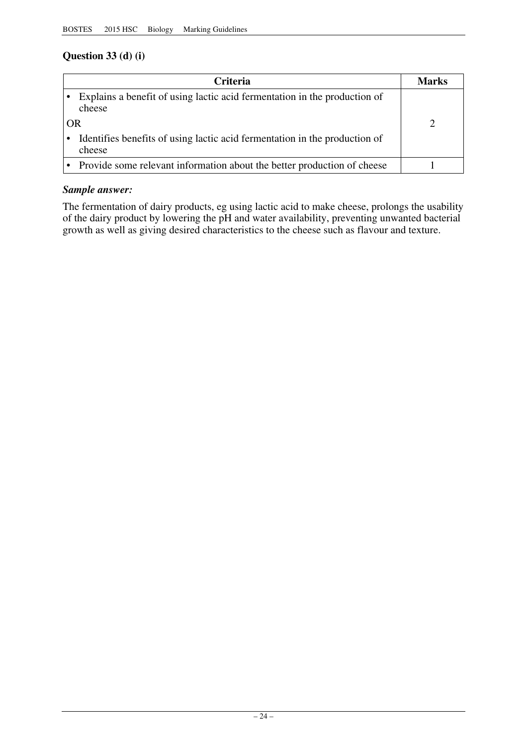## Question 33 (d) (i)

| Criteria | Marks |
|---|---|
| • Explains a benefit of using lactic acid fermentation in the production of cheese<br>OR<br>• Identifies benefits of using lactic acid fermentation in the production of cheese | 2 |
| • Provide some relevant information about the better production of cheese | 1 |

***Sample answer:***

The fermentation of dairy products, eg using lactic acid to make cheese, prolongs the usability of the dairy product by lowering the pH and water availability, preventing unwanted bacterial growth as well as giving desired characteristics to the cheese such as flavour and texture.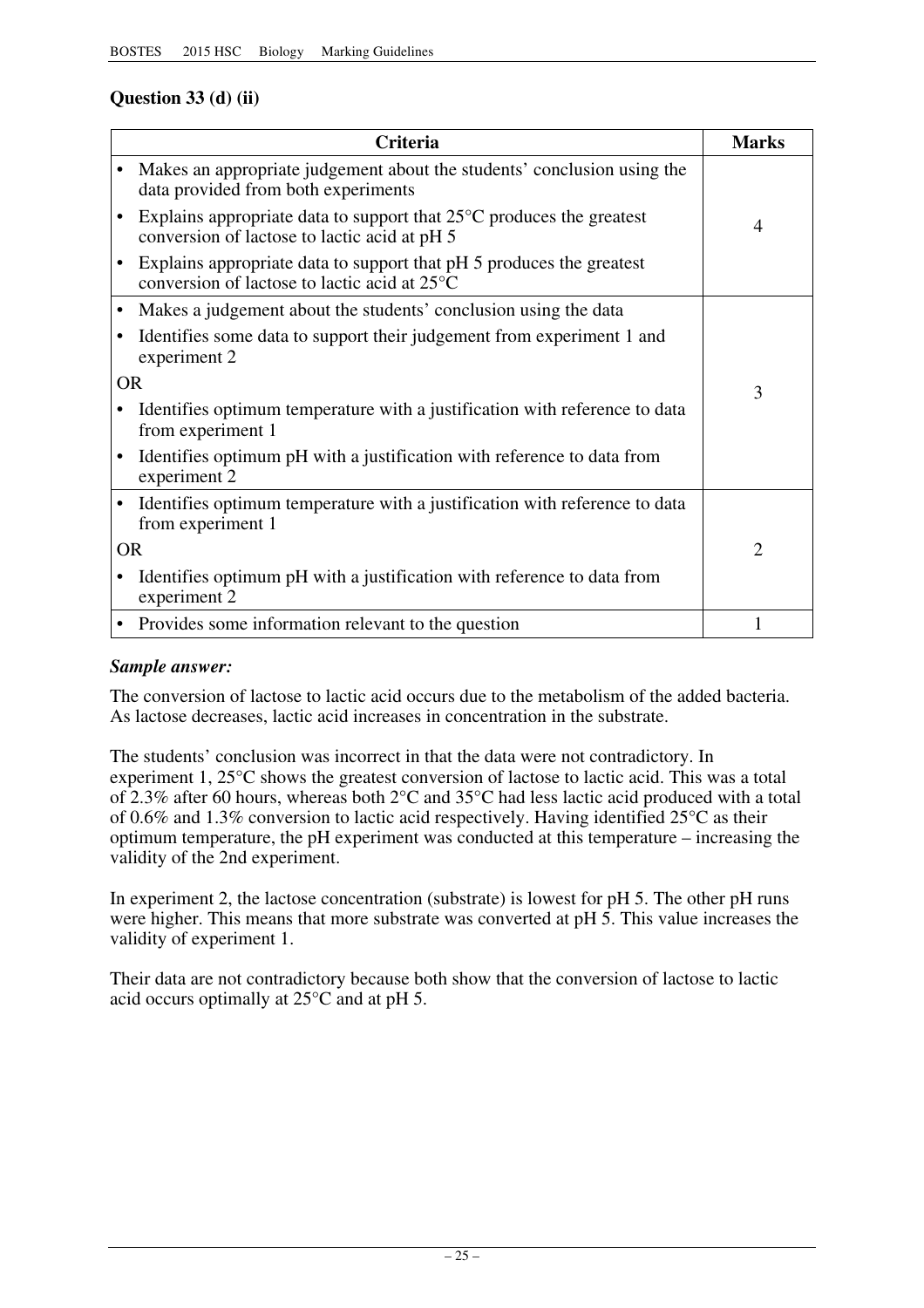## Question 33 (d) (ii)

| Criteria | Marks |
|---|---|
| • Makes an appropriate judgement about the students' conclusion using the data provided from both experiments<br>• Explains appropriate data to support that 25°C produces the greatest conversion of lactose to lactic acid at pH 5<br>• Explains appropriate data to support that pH 5 produces the greatest conversion of lactose to lactic acid at 25°C | 4 |
| • Makes a judgement about the students' conclusion using the data<br>• Identifies some data to support their judgement from experiment 1 and experiment 2<br>OR<br>• Identifies optimum temperature with a justification with reference to data from experiment 1<br>• Identifies optimum pH with a justification with reference to data from experiment 2 | 3 |
| • Identifies optimum temperature with a justification with reference to data from experiment 1<br>OR<br>• Identifies optimum pH with a justification with reference to data from experiment 2 | 2 |
| • Provides some information relevant to the question | 1 |

***Sample answer:***

The conversion of lactose to lactic acid occurs due to the metabolism of the added bacteria. As lactose decreases, lactic acid increases in concentration in the substrate.

The students' conclusion was incorrect in that the data were not contradictory. In experiment 1, 25°C shows the greatest conversion of lactose to lactic acid. This was a total of 2.3% after 60 hours, whereas both 2°C and 35°C had less lactic acid produced with a total of 0.6% and 1.3% conversion to lactic acid respectively. Having identified 25°C as their optimum temperature, the pH experiment was conducted at this temperature – increasing the validity of the 2nd experiment.

In experiment 2, the lactose concentration (substrate) is lowest for pH 5. The other pH runs were higher. This means that more substrate was converted at pH 5. This value increases the validity of experiment 1.

Their data are not contradictory because both show that the conversion of lactose to lactic acid occurs optimally at 25°C and at pH 5.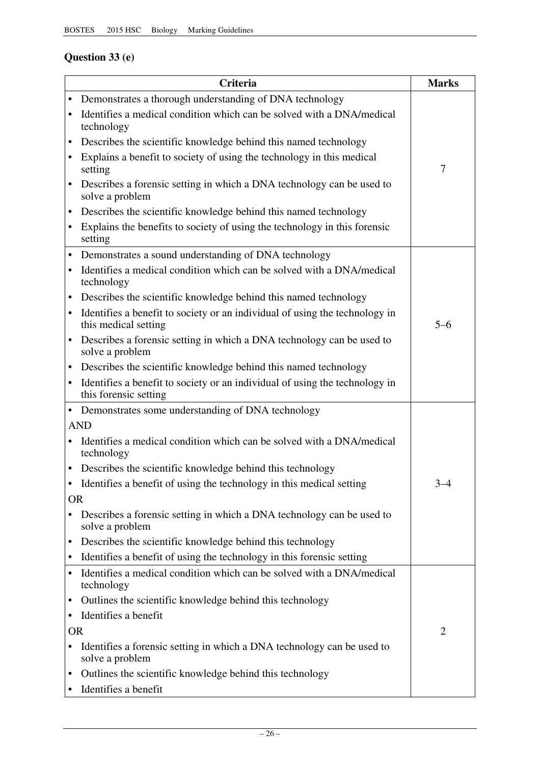**Question 33 (e)**

| Criteria | Marks |
|---|---|
| • Demonstrates a thorough understanding of DNA technology<br>• Identifies a medical condition which can be solved with a DNA/medical technology<br>• Describes the scientific knowledge behind this named technology<br>• Explains a benefit to society of using the technology in this medical setting<br>• Describes a forensic setting in which a DNA technology can be used to solve a problem<br>• Describes the scientific knowledge behind this named technology<br>• Explains the benefits to society of using the technology in this forensic setting | 7 |
| • Demonstrates a sound understanding of DNA technology<br>• Identifies a medical condition which can be solved with a DNA/medical technology<br>• Describes the scientific knowledge behind this named technology<br>• Identifies a benefit to society or an individual of using the technology in this medical setting<br>• Describes a forensic setting in which a DNA technology can be used to solve a problem<br>• Describes the scientific knowledge behind this named technology<br>• Identifies a benefit to society or an individual of using the technology in this forensic setting | 5–6 |
| • Demonstrates some understanding of DNA technology<br>AND<br>• Identifies a medical condition which can be solved with a DNA/medical technology<br>• Describes the scientific knowledge behind this technology<br>• Identifies a benefit of using the technology in this medical setting<br>OR<br>• Describes a forensic setting in which a DNA technology can be used to solve a problem<br>• Describes the scientific knowledge behind this technology<br>• Identifies a benefit of using the technology in this forensic setting | 3–4 |
| • Identifies a medical condition which can be solved with a DNA/medical technology<br>• Outlines the scientific knowledge behind this technology<br>• Identifies a benefit<br>OR<br>• Identifies a forensic setting in which a DNA technology can be used to solve a problem<br>• Outlines the scientific knowledge behind this technology<br>• Identifies a benefit | 2 |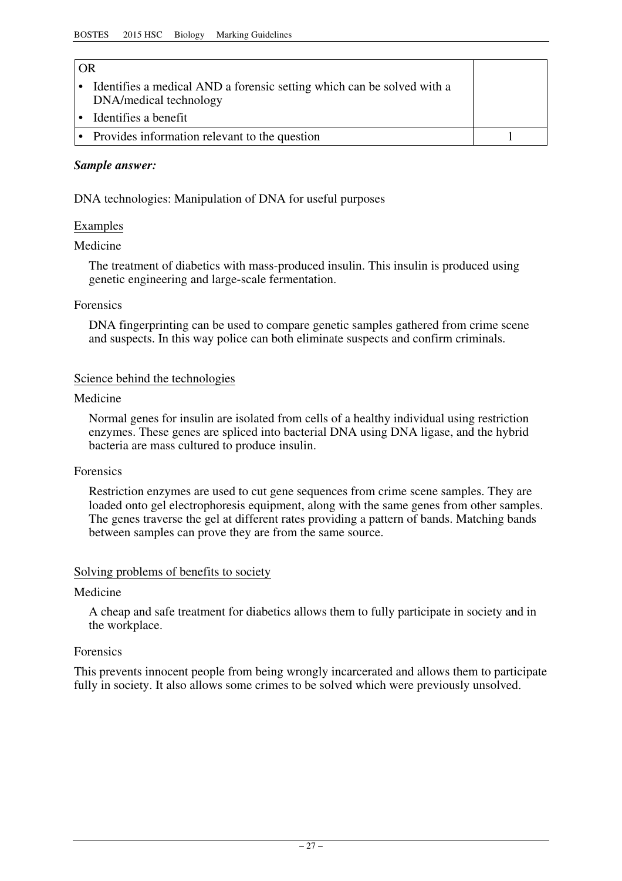| | |
|---|---|
| OR<br>• Identifies a medical AND a forensic setting which can be solved with a DNA/medical technology<br>• Identifies a benefit | |
| • Provides information relevant to the question | 1 |

***Sample answer:***

DNA technologies: Manipulation of DNA for useful purposes

<u>Examples</u>

Medicine

The treatment of diabetics with mass-produced insulin. This insulin is produced using genetic engineering and large-scale fermentation.

Forensics

DNA fingerprinting can be used to compare genetic samples gathered from crime scene and suspects. In this way police can both eliminate suspects and confirm criminals.

<u>Science behind the technologies</u>

Medicine

Normal genes for insulin are isolated from cells of a healthy individual using restriction enzymes. These genes are spliced into bacterial DNA using DNA ligase, and the hybrid bacteria are mass cultured to produce insulin.

Forensics

Restriction enzymes are used to cut gene sequences from crime scene samples. They are loaded onto gel electrophoresis equipment, along with the same genes from other samples. The genes traverse the gel at different rates providing a pattern of bands. Matching bands between samples can prove they are from the same source.

<u>Solving problems of benefits to society</u>

Medicine

A cheap and safe treatment for diabetics allows them to fully participate in society and in the workplace.

Forensics

This prevents innocent people from being wrongly incarcerated and allows them to participate fully in society. It also allows some crimes to be solved which were previously unsolved.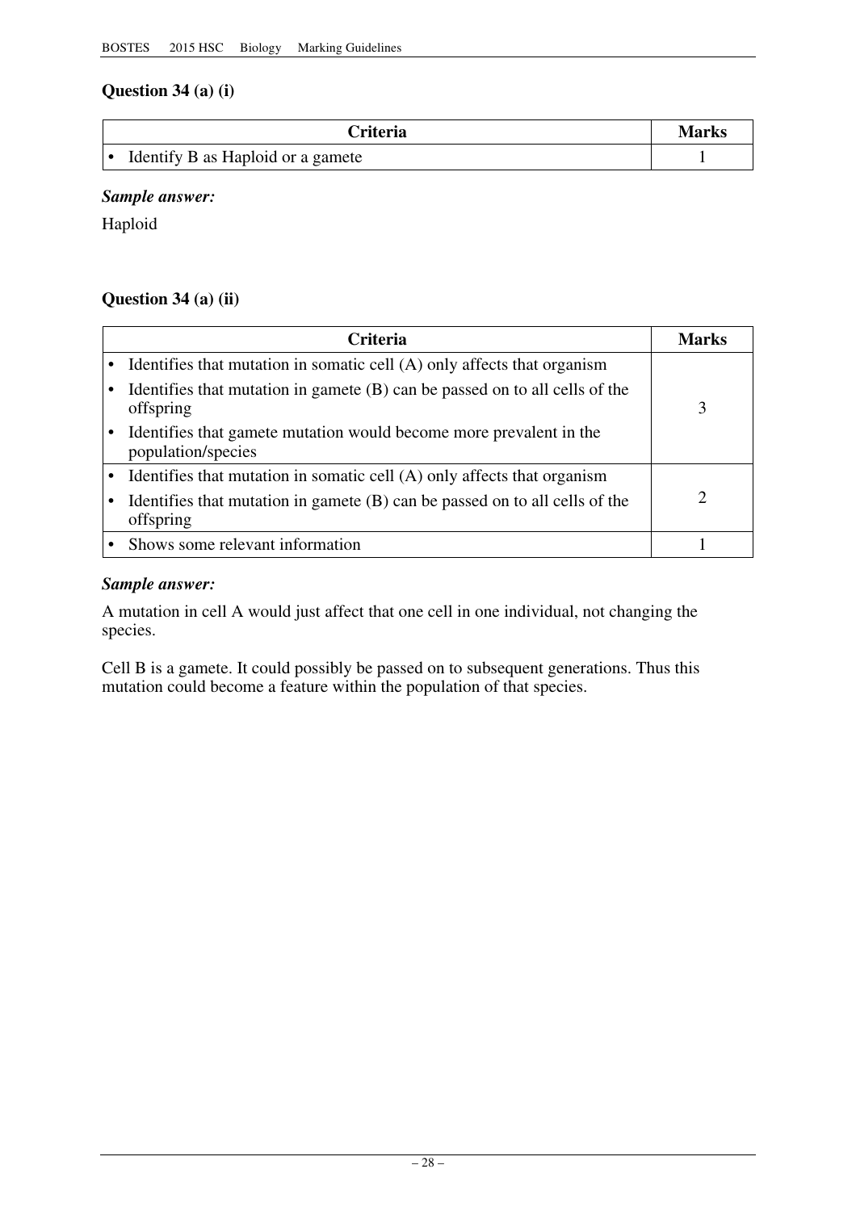### Question 34 (a) (i)

| Criteria | Marks |
|---|---|
| • Identify B as Haploid or a gamete | 1 |

***Sample answer:***

Haploid

### Question 34 (a) (ii)

| Criteria | Marks |
|---|---|
| • Identifies that mutation in somatic cell (A) only affects that organism<br>• Identifies that mutation in gamete (B) can be passed on to all cells of the offspring<br>• Identifies that gamete mutation would become more prevalent in the population/species | 3 |
| • Identifies that mutation in somatic cell (A) only affects that organism<br>• Identifies that mutation in gamete (B) can be passed on to all cells of the offspring | 2 |
| • Shows some relevant information | 1 |

***Sample answer:***

A mutation in cell A would just affect that one cell in one individual, not changing the species.

Cell B is a gamete. It could possibly be passed on to subsequent generations. Thus this mutation could become a feature within the population of that species.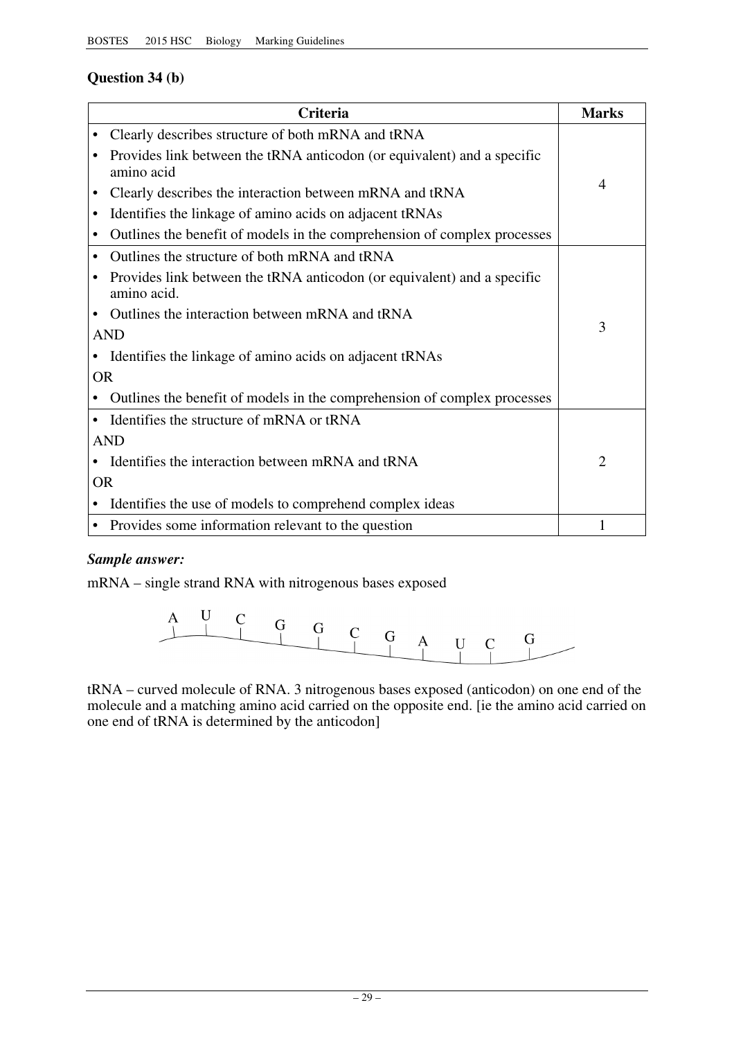## Question 34 (b)

| Criteria | Marks |
|---|---|
| • Clearly describes structure of both mRNA and tRNA<br>• Provides link between the tRNA anticodon (or equivalent) and a specific amino acid<br>• Clearly describes the interaction between mRNA and tRNA<br>• Identifies the linkage of amino acids on adjacent tRNAs<br>• Outlines the benefit of models in the comprehension of complex processes | 4 |
| • Outlines the structure of both mRNA and tRNA<br>• Provides link between the tRNA anticodon (or equivalent) and a specific amino acid.<br>• Outlines the interaction between mRNA and tRNA<br>AND<br>• Identifies the linkage of amino acids on adjacent tRNAs<br>OR<br>• Outlines the benefit of models in the comprehension of complex processes | 3 |
| • Identifies the structure of mRNA or tRNA<br>AND<br>• Identifies the interaction between mRNA and tRNA<br>OR<br>• Identifies the use of models to comprehend complex ideas | 2 |
| • Provides some information relevant to the question | 1 |

***Sample answer:***

mRNA – single strand RNA with nitrogenous bases exposed

A U C G G C G A U C G

tRNA – curved molecule of RNA. 3 nitrogenous bases exposed (anticodon) on one end of the molecule and a matching amino acid carried on the opposite end. [ie the amino acid carried on one end of tRNA is determined by the anticodon]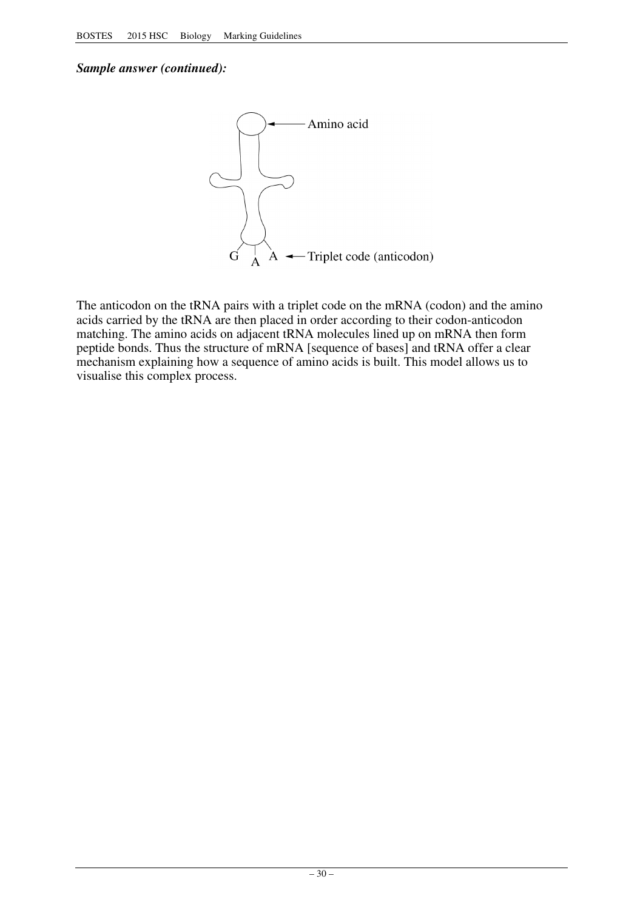***Sample answer (continued):***

Amino acid

G A A ← Triplet code (anticodon)

The anticodon on the tRNA pairs with a triplet code on the mRNA (codon) and the amino acids carried by the tRNA are then placed in order according to their codon-anticodon matching. The amino acids on adjacent tRNA molecules lined up on mRNA then form peptide bonds. Thus the structure of mRNA [sequence of bases] and tRNA offer a clear mechanism explaining how a sequence of amino acids is built. This model allows us to visualise this complex process.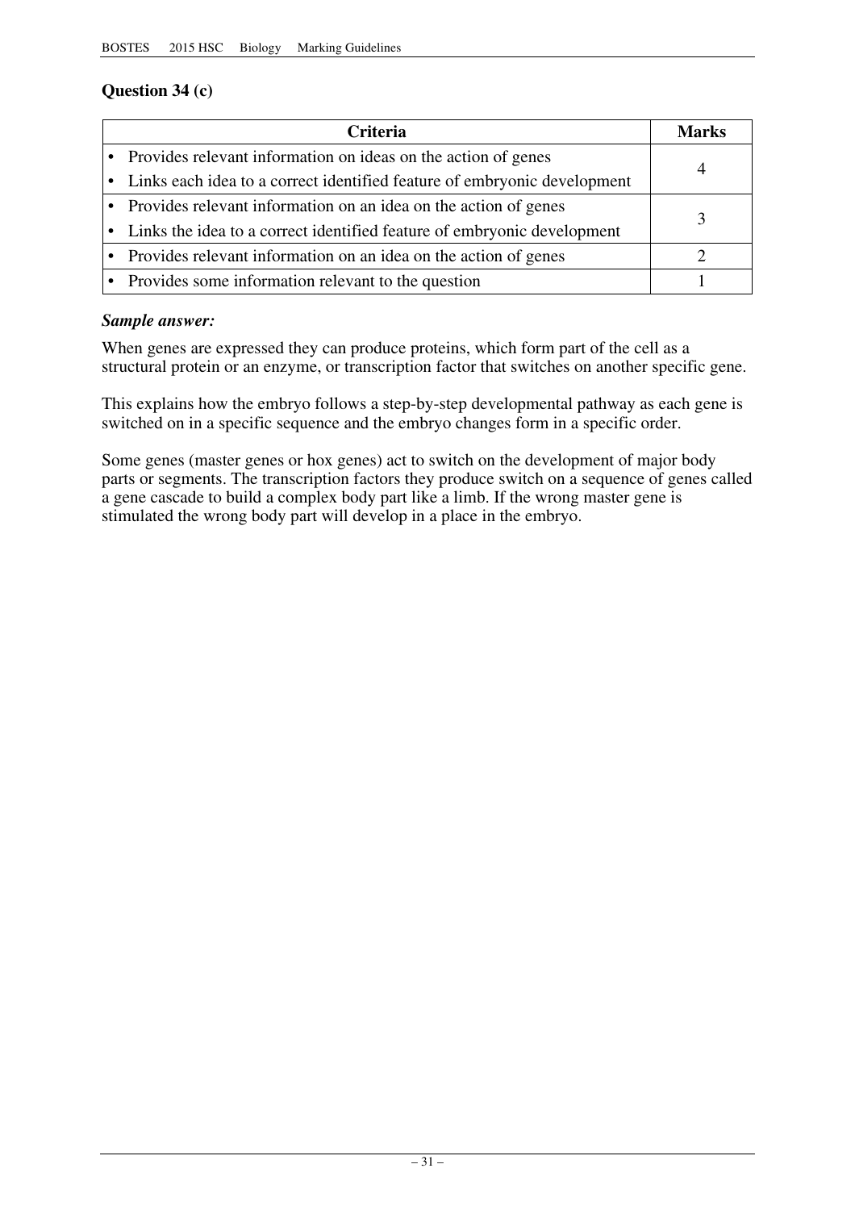## Question 34 (c)

| Criteria | Marks |
|---|---|
| • Provides relevant information on ideas on the action of genes<br>• Links each idea to a correct identified feature of embryonic development | 4 |
| • Provides relevant information on an idea on the action of genes<br>• Links the idea to a correct identified feature of embryonic development | 3 |
| • Provides relevant information on an idea on the action of genes | 2 |
| • Provides some information relevant to the question | 1 |

***Sample answer:***

When genes are expressed they can produce proteins, which form part of the cell as a structural protein or an enzyme, or transcription factor that switches on another specific gene.

This explains how the embryo follows a step-by-step developmental pathway as each gene is switched on in a specific sequence and the embryo changes form in a specific order.

Some genes (master genes or hox genes) act to switch on the development of major body parts or segments. The transcription factors they produce switch on a sequence of genes called a gene cascade to build a complex body part like a limb. If the wrong master gene is stimulated the wrong body part will develop in a place in the embryo.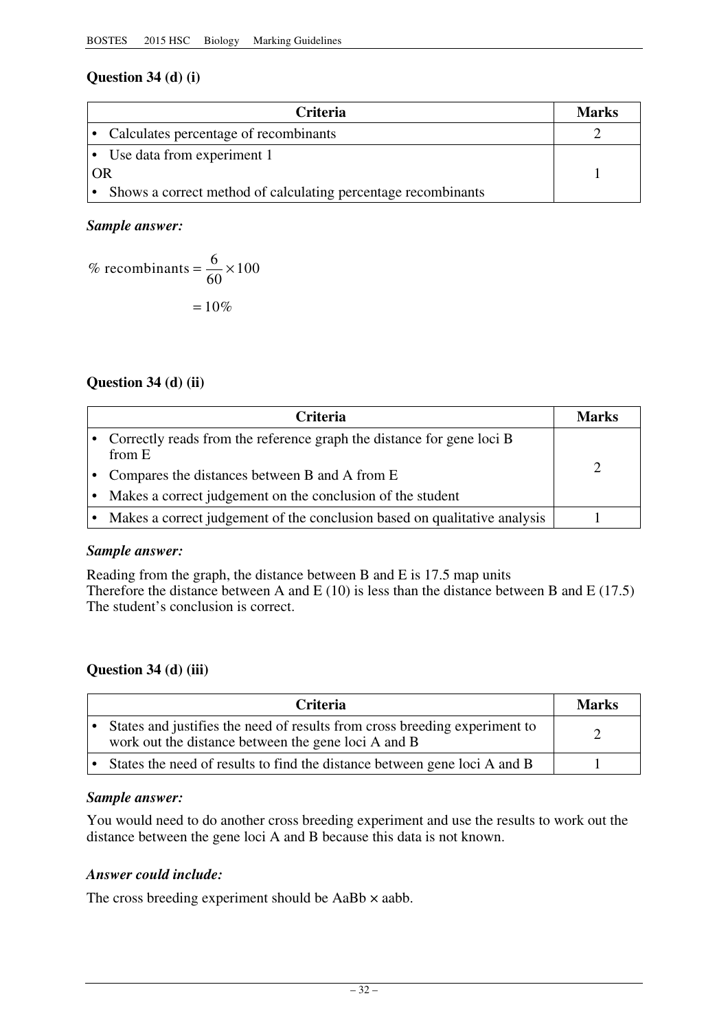## Question 34 (d) (i)

| Criteria | Marks |
|---|---|
| • Calculates percentage of recombinants | 2 |
| • Use data from experiment 1<br>OR<br>• Shows a correct method of calculating percentage recombinants | 1 |

***Sample answer:***

$$\% \text{ recombinants} = \frac{6}{60} \times 100$$

$$= 10\%$$

## Question 34 (d) (ii)

| Criteria | Marks |
|---|---|
| • Correctly reads from the reference graph the distance for gene loci B from E<br>• Compares the distances between B and A from E<br>• Makes a correct judgement on the conclusion of the student | 2 |
| • Makes a correct judgement of the conclusion based on qualitative analysis | 1 |

***Sample answer:***

Reading from the graph, the distance between B and E is 17.5 map units
Therefore the distance between A and E (10) is less than the distance between B and E (17.5)
The student's conclusion is correct.

## Question 34 (d) (iii)

| Criteria | Marks |
|---|---|
| • States and justifies the need of results from cross breeding experiment to work out the distance between the gene loci A and B | 2 |
| • States the need of results to find the distance between gene loci A and B | 1 |

***Sample answer:***

You would need to do another cross breeding experiment and use the results to work out the distance between the gene loci A and B because this data is not known.

***Answer could include:***

The cross breeding experiment should be AaBb × aabb.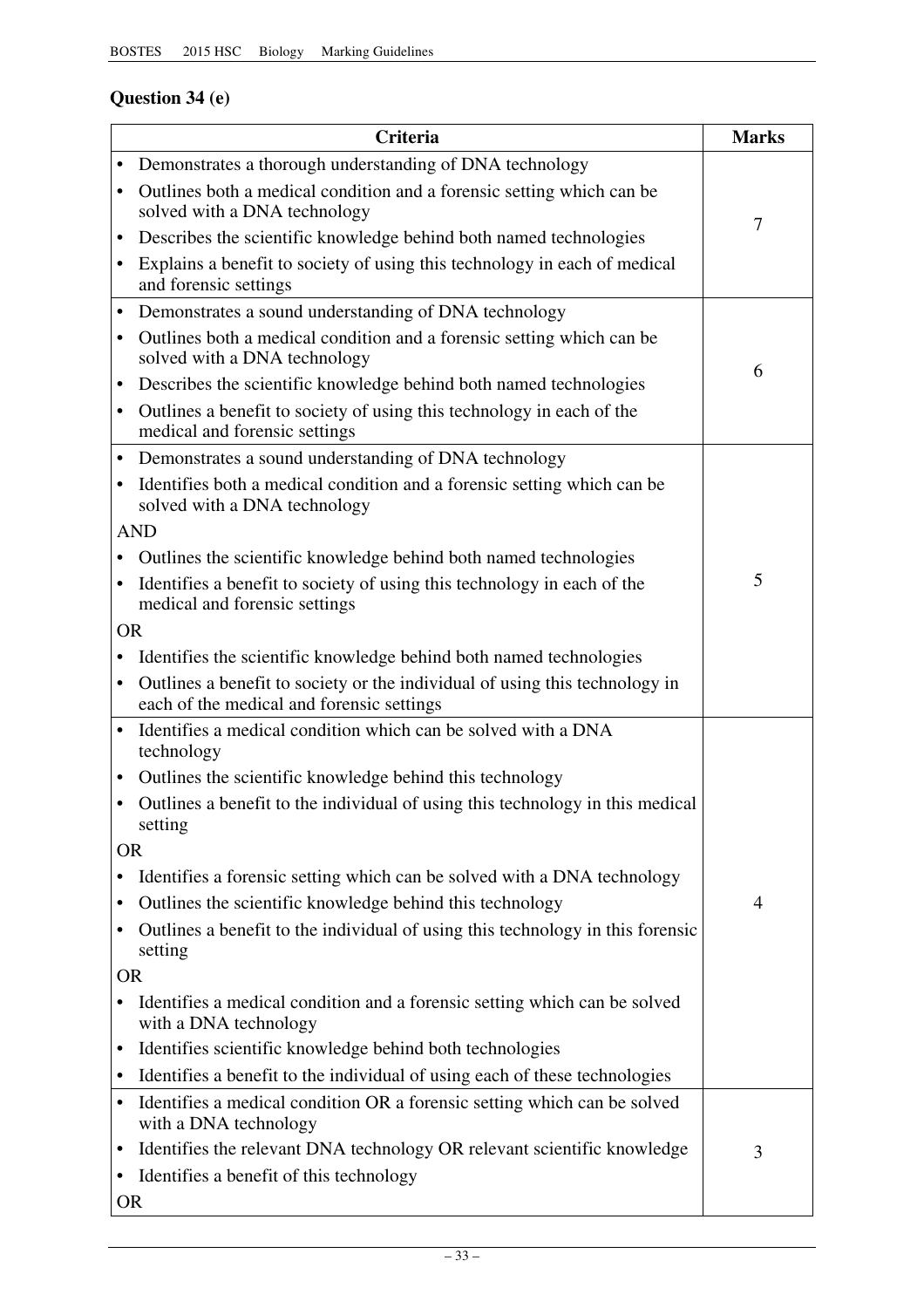## Question 34 (e)

| Criteria | Marks |
|---|---|
| • Demonstrates a thorough understanding of DNA technology<br>• Outlines both a medical condition and a forensic setting which can be solved with a DNA technology<br>• Describes the scientific knowledge behind both named technologies<br>• Explains a benefit to society of using this technology in each of medical and forensic settings | 7 |
| • Demonstrates a sound understanding of DNA technology<br>• Outlines both a medical condition and a forensic setting which can be solved with a DNA technology<br>• Describes the scientific knowledge behind both named technologies<br>• Outlines a benefit to society of using this technology in each of the medical and forensic settings | 6 |
| • Demonstrates a sound understanding of DNA technology<br>• Identifies both a medical condition and a forensic setting which can be solved with a DNA technology<br>AND<br>• Outlines the scientific knowledge behind both named technologies<br>• Identifies a benefit to society of using this technology in each of the medical and forensic settings<br>OR<br>• Identifies the scientific knowledge behind both named technologies<br>• Outlines a benefit to society or the individual of using this technology in each of the medical and forensic settings | 5 |
| • Identifies a medical condition which can be solved with a DNA technology<br>• Outlines the scientific knowledge behind this technology<br>• Outlines a benefit to the individual of using this technology in this medical setting<br>OR<br>• Identifies a forensic setting which can be solved with a DNA technology<br>• Outlines the scientific knowledge behind this technology<br>• Outlines a benefit to the individual of using this technology in this forensic setting<br>OR<br>• Identifies a medical condition and a forensic setting which can be solved with a DNA technology<br>• Identifies scientific knowledge behind both technologies<br>• Identifies a benefit to the individual of using each of these technologies | 4 |
| • Identifies a medical condition OR a forensic setting which can be solved with a DNA technology<br>• Identifies the relevant DNA technology OR relevant scientific knowledge<br>• Identifies a benefit of this technology<br>OR | 3 |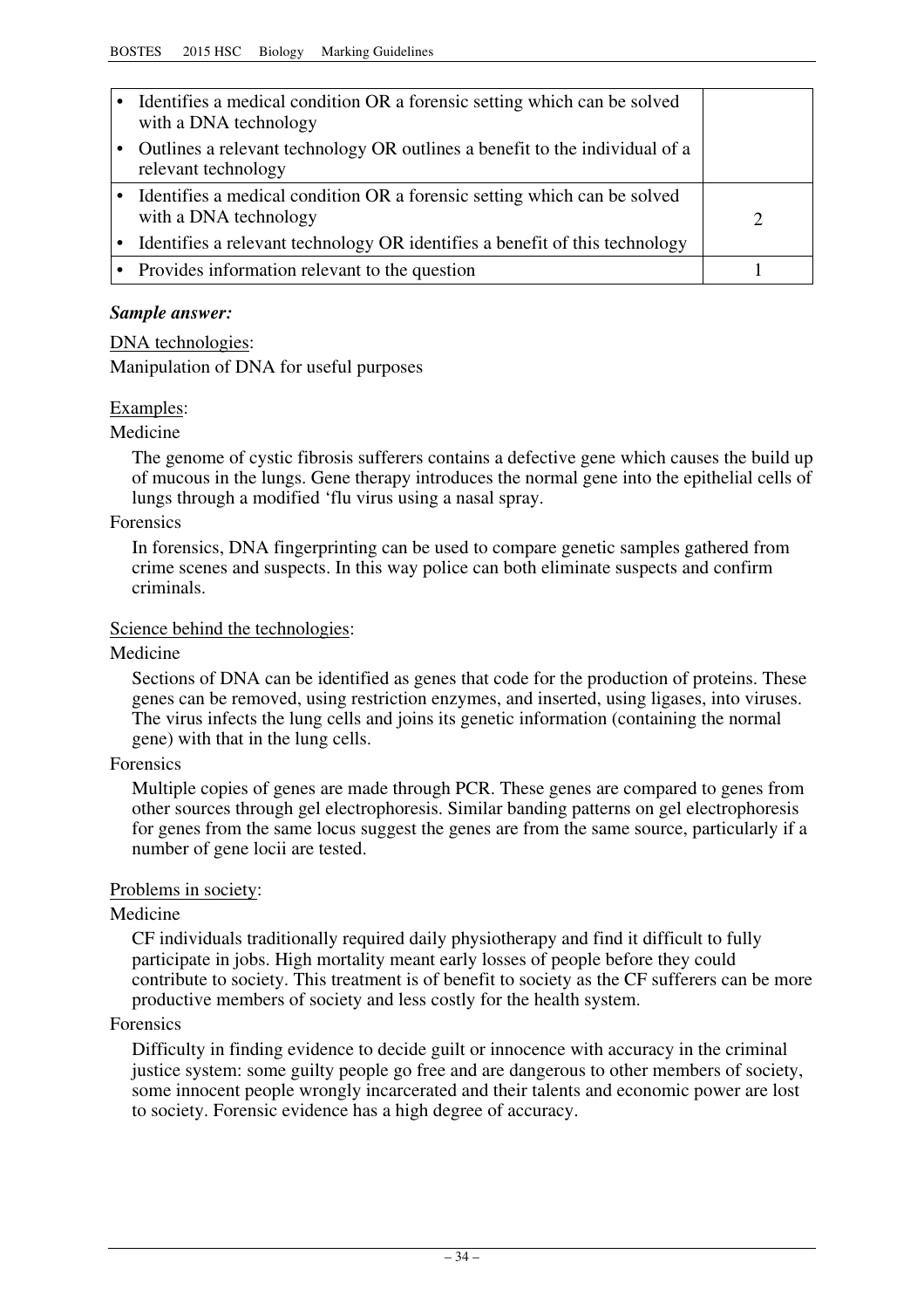| Criteria | Marks |
|---|---|
| • Identifies a medical condition OR a forensic setting which can be solved with a DNA technology<br>• Outlines a relevant technology OR outlines a benefit to the individual of a relevant technology | |
| • Identifies a medical condition OR a forensic setting which can be solved with a DNA technology<br>• Identifies a relevant technology OR identifies a benefit of this technology | 2 |
| • Provides information relevant to the question | 1 |

***Sample answer:***

DNA technologies:

Manipulation of DNA for useful purposes

Examples:

Medicine

The genome of cystic fibrosis sufferers contains a defective gene which causes the build up of mucous in the lungs. Gene therapy introduces the normal gene into the epithelial cells of lungs through a modified 'flu virus using a nasal spray.

Forensics

In forensics, DNA fingerprinting can be used to compare genetic samples gathered from crime scenes and suspects. In this way police can both eliminate suspects and confirm criminals.

Science behind the technologies:

Medicine

Sections of DNA can be identified as genes that code for the production of proteins. These genes can be removed, using restriction enzymes, and inserted, using ligases, into viruses. The virus infects the lung cells and joins its genetic information (containing the normal gene) with that in the lung cells.

Forensics

Multiple copies of genes are made through PCR. These genes are compared to genes from other sources through gel electrophoresis. Similar banding patterns on gel electrophoresis for genes from the same locus suggest the genes are from the same source, particularly if a number of gene locii are tested.

Problems in society:

Medicine

CF individuals traditionally required daily physiotherapy and find it difficult to fully participate in jobs. High mortality meant early losses of people before they could contribute to society. This treatment is of benefit to society as the CF sufferers can be more productive members of society and less costly for the health system.

Forensics

Difficulty in finding evidence to decide guilt or innocence with accuracy in the criminal justice system: some guilty people go free and are dangerous to other members of society, some innocent people wrongly incarcerated and their talents and economic power are lost to society. Forensic evidence has a high degree of accuracy.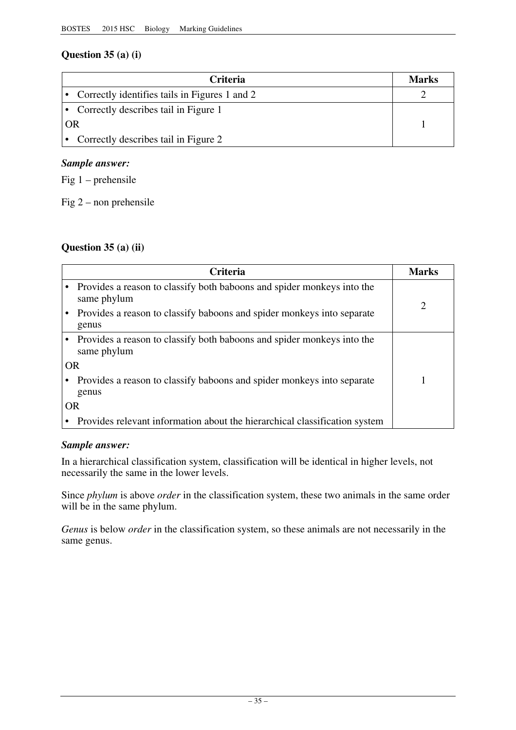## Question 35 (a) (i)

| Criteria | Marks |
|---|---|
| • Correctly identifies tails in Figures 1 and 2 | 2 |
| • Correctly describes tail in Figure 1<br>OR<br>• Correctly describes tail in Figure 2 | 1 |

***Sample answer:***

Fig 1 – prehensile

Fig 2 – non prehensile

## Question 35 (a) (ii)

| Criteria | Marks |
|---|---|
| • Provides a reason to classify both baboons and spider monkeys into the same phylum<br>• Provides a reason to classify baboons and spider monkeys into separate genus | 2 |
| • Provides a reason to classify both baboons and spider monkeys into the same phylum<br>OR<br>• Provides a reason to classify baboons and spider monkeys into separate genus<br>OR<br>• Provides relevant information about the hierarchical classification system | 1 |

***Sample answer:***

In a hierarchical classification system, classification will be identical in higher levels, not necessarily the same in the lower levels.

Since *phylum* is above *order* in the classification system, these two animals in the same order will be in the same phylum.

*Genus* is below *order* in the classification system, so these animals are not necessarily in the same genus.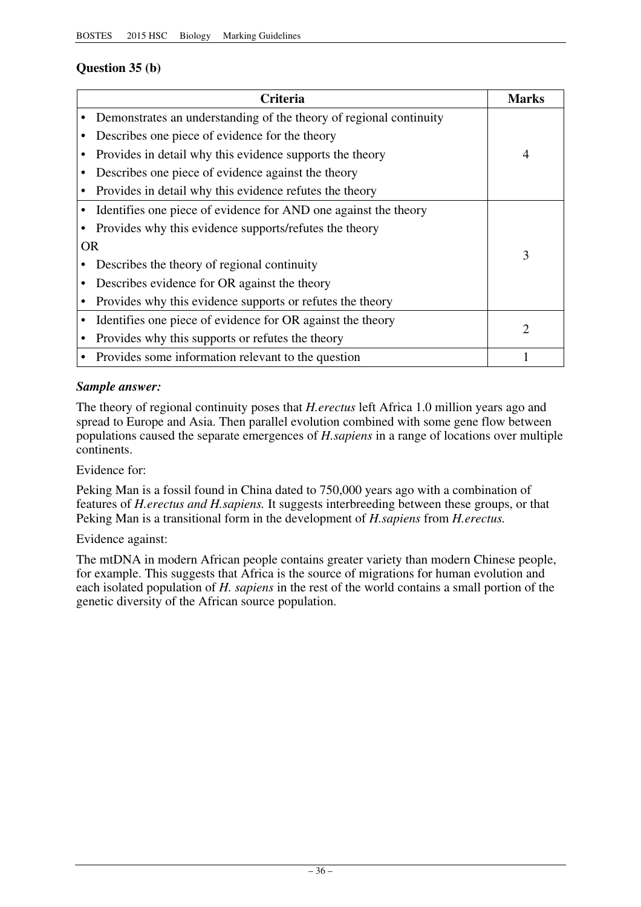## Question 35 (b)

| Criteria | Marks |
|---|---|
| • Demonstrates an understanding of the theory of regional continuity<br>• Describes one piece of evidence for the theory<br>• Provides in detail why this evidence supports the theory<br>• Describes one piece of evidence against the theory<br>• Provides in detail why this evidence refutes the theory | 4 |
| • Identifies one piece of evidence for AND one against the theory<br>• Provides why this evidence supports/refutes the theory<br>OR<br>• Describes the theory of regional continuity<br>• Describes evidence for OR against the theory<br>• Provides why this evidence supports or refutes the theory | 3 |
| • Identifies one piece of evidence for OR against the theory<br>• Provides why this supports or refutes the theory | 2 |
| • Provides some information relevant to the question | 1 |

***Sample answer:***

The theory of regional continuity poses that *H.erectus* left Africa 1.0 million years ago and spread to Europe and Asia. Then parallel evolution combined with some gene flow between populations caused the separate emergences of *H.sapiens* in a range of locations over multiple continents.

Evidence for:

Peking Man is a fossil found in China dated to 750,000 years ago with a combination of features of *H.erectus and H.sapiens.* It suggests interbreeding between these groups, or that Peking Man is a transitional form in the development of *H.sapiens* from *H.erectus.*

Evidence against:

The mtDNA in modern African people contains greater variety than modern Chinese people, for example. This suggests that Africa is the source of migrations for human evolution and each isolated population of *H. sapiens* in the rest of the world contains a small portion of the genetic diversity of the African source population.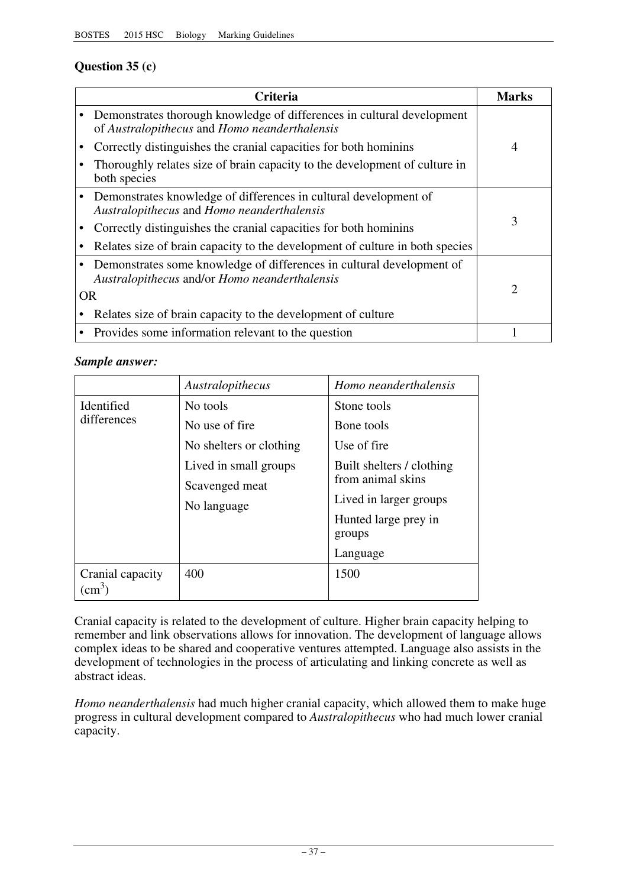## Question 35 (c)

| Criteria | Marks |
|---|---|
| • Demonstrates thorough knowledge of differences in cultural development of *Australopithecus* and *Homo neanderthalensis*<br>• Correctly distinguishes the cranial capacities for both hominins<br>• Thoroughly relates size of brain capacity to the development of culture in both species | 4 |
| • Demonstrates knowledge of differences in cultural development of *Australopithecus* and *Homo neanderthalensis*<br>• Correctly distinguishes the cranial capacities for both hominins<br>• Relates size of brain capacity to the development of culture in both species | 3 |
| • Demonstrates some knowledge of differences in cultural development of *Australopithecus* and/or *Homo neanderthalensis*<br>OR<br>• Relates size of brain capacity to the development of culture | 2 |
| • Provides some information relevant to the question | 1 |

***Sample answer:***

| | *Australopithecus* | *Homo neanderthalensis* |
|---|---|---|
| Identified differences | No tools<br>No use of fire<br>No shelters or clothing<br>Lived in small groups<br>Scavenged meat<br>No language | Stone tools<br>Bone tools<br>Use of fire<br>Built shelters / clothing from animal skins<br>Lived in larger groups<br>Hunted large prey in groups<br>Language |
| Cranial capacity ($cm^3$) | 400 | 1500 |

Cranial capacity is related to the development of culture. Higher brain capacity helping to remember and link observations allows for innovation. The development of language allows complex ideas to be shared and cooperative ventures attempted. Language also assists in the development of technologies in the process of articulating and linking concrete as well as abstract ideas.

*Homo neanderthalensis* had much higher cranial capacity, which allowed them to make huge progress in cultural development compared to *Australopithecus* who had much lower cranial capacity.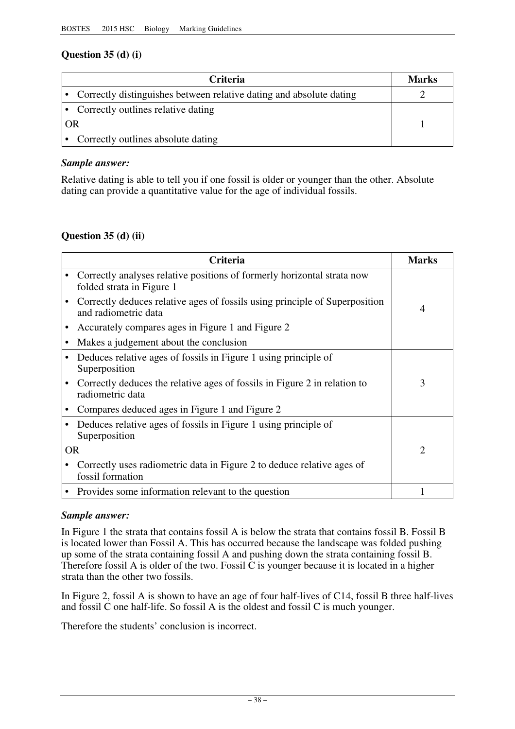### Question 35 (d) (i)

| Criteria | Marks |
|---|---|
| • Correctly distinguishes between relative dating and absolute dating | 2 |
| • Correctly outlines relative dating<br>OR<br>• Correctly outlines absolute dating | 1 |

***Sample answer:***

Relative dating is able to tell you if one fossil is older or younger than the other. Absolute dating can provide a quantitative value for the age of individual fossils.

### Question 35 (d) (ii)

| Criteria | Marks |
|---|---|
| • Correctly analyses relative positions of formerly horizontal strata now folded strata in Figure 1<br>• Correctly deduces relative ages of fossils using principle of Superposition and radiometric data<br>• Accurately compares ages in Figure 1 and Figure 2<br>• Makes a judgement about the conclusion | 4 |
| • Deduces relative ages of fossils in Figure 1 using principle of Superposition<br>• Correctly deduces the relative ages of fossils in Figure 2 in relation to radiometric data<br>• Compares deduced ages in Figure 1 and Figure 2 | 3 |
| • Deduces relative ages of fossils in Figure 1 using principle of Superposition<br>OR<br>• Correctly uses radiometric data in Figure 2 to deduce relative ages of fossil formation | 2 |
| • Provides some information relevant to the question | 1 |

***Sample answer:***

In Figure 1 the strata that contains fossil A is below the strata that contains fossil B. Fossil B is located lower than Fossil A. This has occurred because the landscape was folded pushing up some of the strata containing fossil A and pushing down the strata containing fossil B. Therefore fossil A is older of the two. Fossil C is younger because it is located in a higher strata than the other two fossils.

In Figure 2, fossil A is shown to have an age of four half-lives of C14, fossil B three half-lives and fossil C one half-life. So fossil A is the oldest and fossil C is much younger.

Therefore the students' conclusion is incorrect.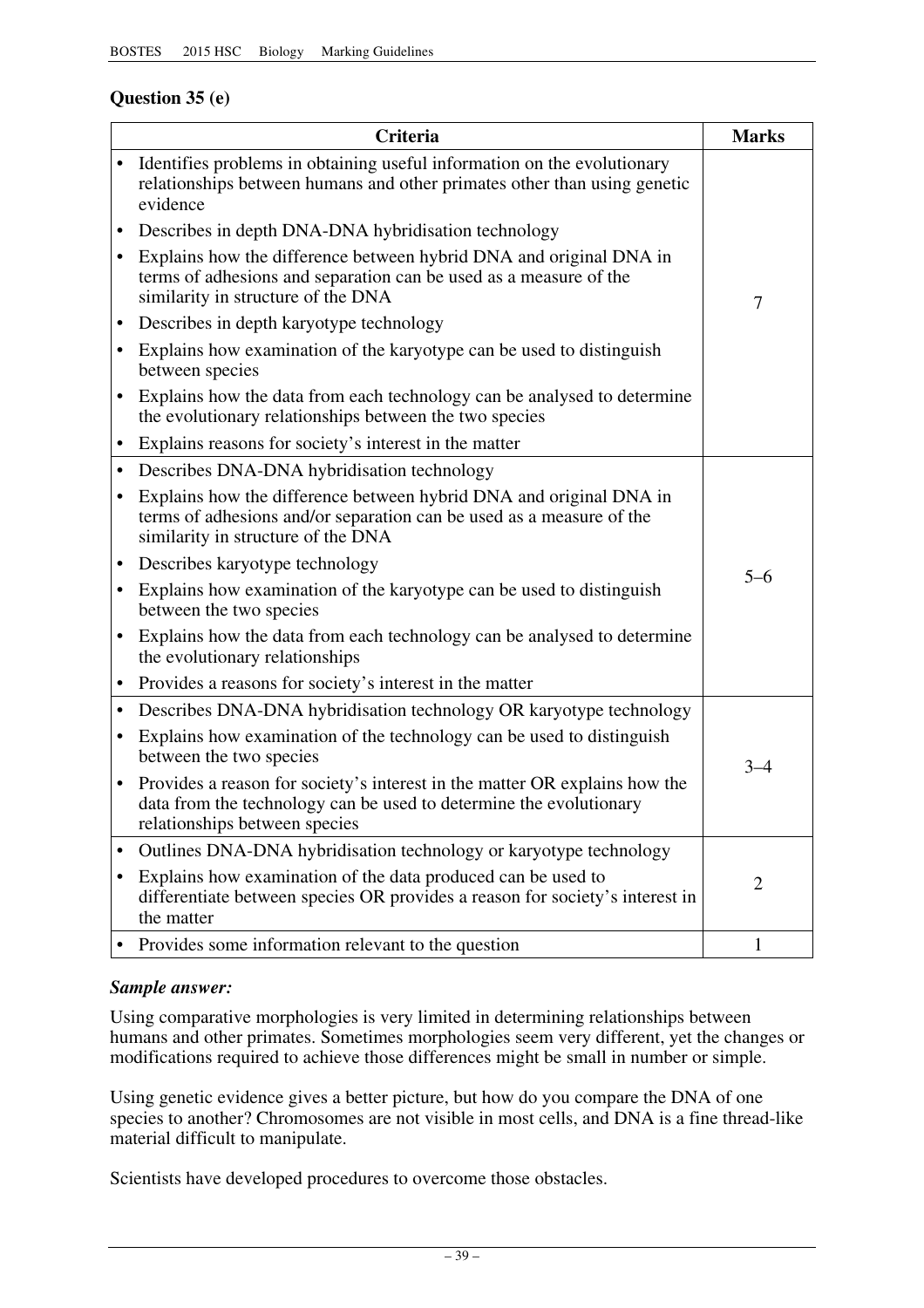## Question 35 (e)

| Criteria | Marks |
|---|---|
| • Identifies problems in obtaining useful information on the evolutionary relationships between humans and other primates other than using genetic evidence<br>• Describes in depth DNA-DNA hybridisation technology<br>• Explains how the difference between hybrid DNA and original DNA in terms of adhesions and separation can be used as a measure of the similarity in structure of the DNA<br>• Describes in depth karyotype technology<br>• Explains how examination of the karyotype can be used to distinguish between species<br>• Explains how the data from each technology can be analysed to determine the evolutionary relationships between the two species<br>• Explains reasons for society's interest in the matter | 7 |
| • Describes DNA-DNA hybridisation technology<br>• Explains how the difference between hybrid DNA and original DNA in terms of adhesions and/or separation can be used as a measure of the similarity in structure of the DNA<br>• Describes karyotype technology<br>• Explains how examination of the karyotype can be used to distinguish between the two species<br>• Explains how the data from each technology can be analysed to determine the evolutionary relationships<br>• Provides a reasons for society's interest in the matter | 5–6 |
| • Describes DNA-DNA hybridisation technology OR karyotype technology<br>• Explains how examination of the technology can be used to distinguish between the two species<br>• Provides a reason for society's interest in the matter OR explains how the data from the technology can be used to determine the evolutionary relationships between species | 3–4 |
| • Outlines DNA-DNA hybridisation technology or karyotype technology<br>• Explains how examination of the data produced can be used to differentiate between species OR provides a reason for society's interest in the matter | 2 |
| • Provides some information relevant to the question | 1 |

***Sample answer:***

Using comparative morphologies is very limited in determining relationships between humans and other primates. Sometimes morphologies seem very different, yet the changes or modifications required to achieve those differences might be small in number or simple.

Using genetic evidence gives a better picture, but how do you compare the DNA of one species to another? Chromosomes are not visible in most cells, and DNA is a fine thread-like material difficult to manipulate.

Scientists have developed procedures to overcome those obstacles.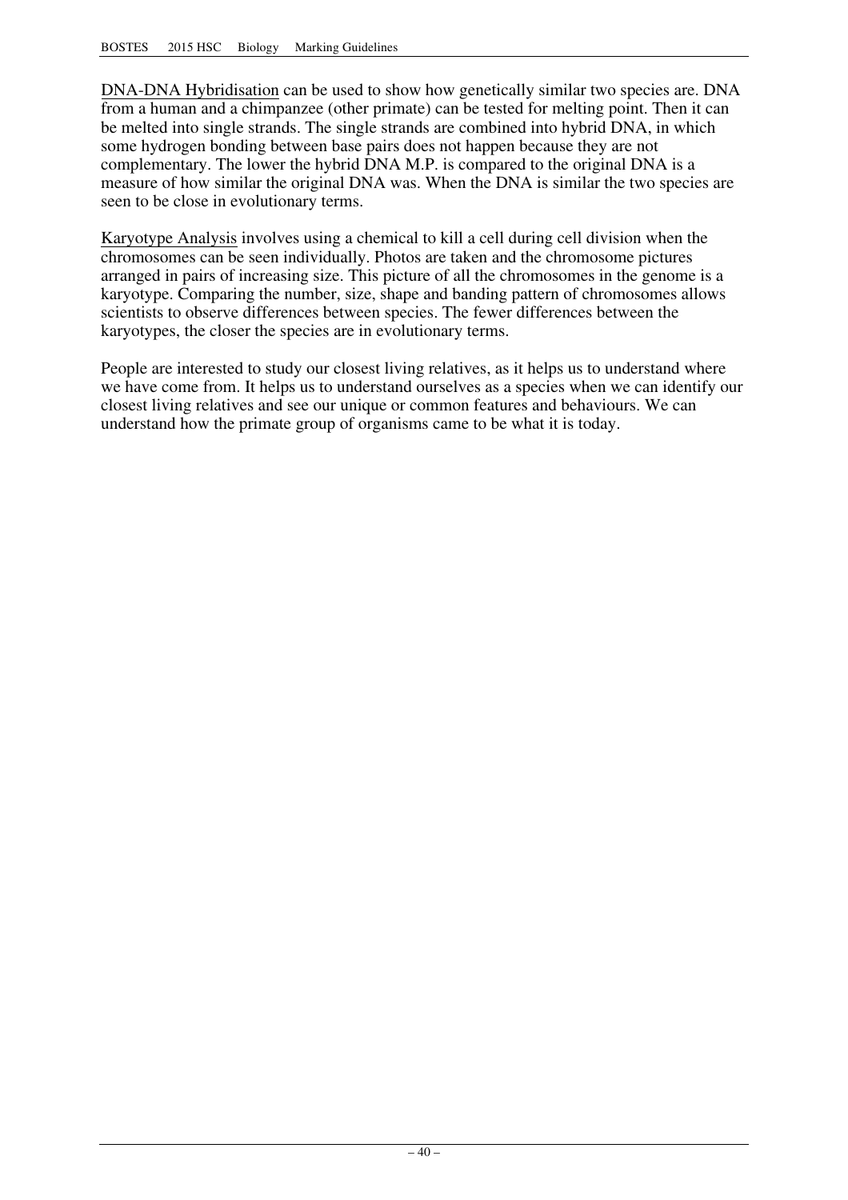<u>DNA-DNA Hybridisation</u> can be used to show how genetically similar two species are. DNA from a human and a chimpanzee (other primate) can be tested for melting point. Then it can be melted into single strands. The single strands are combined into hybrid DNA, in which some hydrogen bonding between base pairs does not happen because they are not complementary. The lower the hybrid DNA M.P. is compared to the original DNA is a measure of how similar the original DNA was. When the DNA is similar the two species are seen to be close in evolutionary terms.

<u>Karyotype Analysis</u> involves using a chemical to kill a cell during cell division when the chromosomes can be seen individually. Photos are taken and the chromosome pictures arranged in pairs of increasing size. This picture of all the chromosomes in the genome is a karyotype. Comparing the number, size, shape and banding pattern of chromosomes allows scientists to observe differences between species. The fewer differences between the karyotypes, the closer the species are in evolutionary terms.

People are interested to study our closest living relatives, as it helps us to understand where we have come from. It helps us to understand ourselves as a species when we can identify our closest living relatives and see our unique or common features and behaviours. We can understand how the primate group of organisms came to be what it is today.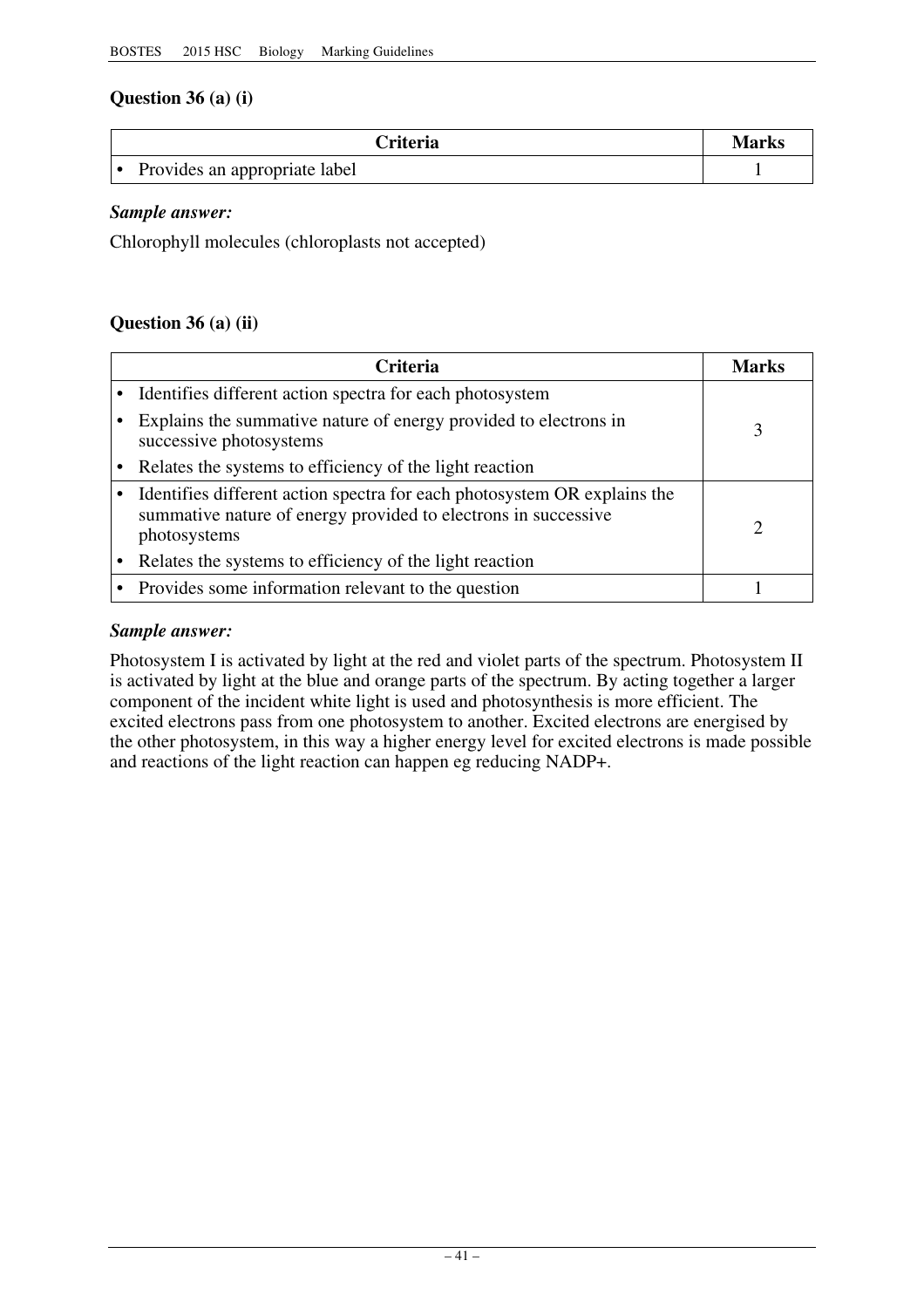## Question 36 (a) (i)

| Criteria | Marks |
|---|---|
| • Provides an appropriate label | 1 |

***Sample answer:***

Chlorophyll molecules (chloroplasts not accepted)

## Question 36 (a) (ii)

| Criteria | Marks |
|---|---|
| • Identifies different action spectra for each photosystem<br>• Explains the summative nature of energy provided to electrons in successive photosystems<br>• Relates the systems to efficiency of the light reaction | 3 |
| • Identifies different action spectra for each photosystem OR explains the summative nature of energy provided to electrons in successive photosystems<br>• Relates the systems to efficiency of the light reaction | 2 |
| • Provides some information relevant to the question | 1 |

***Sample answer:***

Photosystem I is activated by light at the red and violet parts of the spectrum. Photosystem II is activated by light at the blue and orange parts of the spectrum. By acting together a larger component of the incident white light is used and photosynthesis is more efficient. The excited electrons pass from one photosystem to another. Excited electrons are energised by the other photosystem, in this way a higher energy level for excited electrons is made possible and reactions of the light reaction can happen eg reducing $NADP^+$.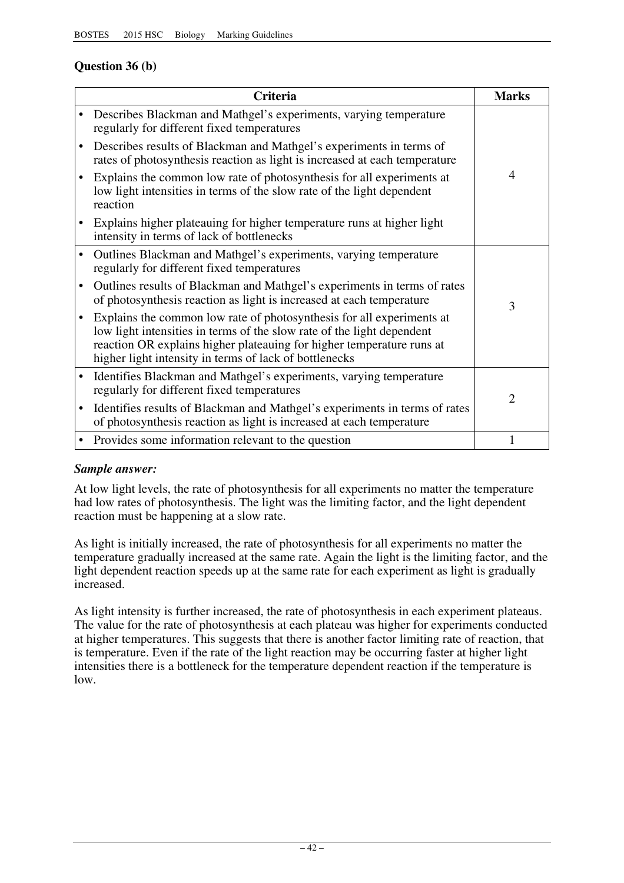## Question 36 (b)

| Criteria | Marks |
|---|---|
| • Describes Blackman and Mathgel's experiments, varying temperature regularly for different fixed temperatures<br>• Describes results of Blackman and Mathgel's experiments in terms of rates of photosynthesis reaction as light is increased at each temperature<br>• Explains the common low rate of photosynthesis for all experiments at low light intensities in terms of the slow rate of the light dependent reaction<br>• Explains higher plateauing for higher temperature runs at higher light intensity in terms of lack of bottlenecks | 4 |
| • Outlines Blackman and Mathgel's experiments, varying temperature regularly for different fixed temperatures<br>• Outlines results of Blackman and Mathgel's experiments in terms of rates of photosynthesis reaction as light is increased at each temperature<br>• Explains the common low rate of photosynthesis for all experiments at low light intensities in terms of the slow rate of the light dependent reaction OR explains higher plateauing for higher temperature runs at higher light intensity in terms of lack of bottlenecks | 3 |
| • Identifies Blackman and Mathgel's experiments, varying temperature regularly for different fixed temperatures<br>• Identifies results of Blackman and Mathgel's experiments in terms of rates of photosynthesis reaction as light is increased at each temperature | 2 |
| • Provides some information relevant to the question | 1 |

### *Sample answer:*

At low light levels, the rate of photosynthesis for all experiments no matter the temperature had low rates of photosynthesis. The light was the limiting factor, and the light dependent reaction must be happening at a slow rate.

As light is initially increased, the rate of photosynthesis for all experiments no matter the temperature gradually increased at the same rate. Again the light is the limiting factor, and the light dependent reaction speeds up at the same rate for each experiment as light is gradually increased.

As light intensity is further increased, the rate of photosynthesis in each experiment plateaus. The value for the rate of photosynthesis at each plateau was higher for experiments conducted at higher temperatures. This suggests that there is another factor limiting rate of reaction, that is temperature. Even if the rate of the light reaction may be occurring faster at higher light intensities there is a bottleneck for the temperature dependent reaction if the temperature is low.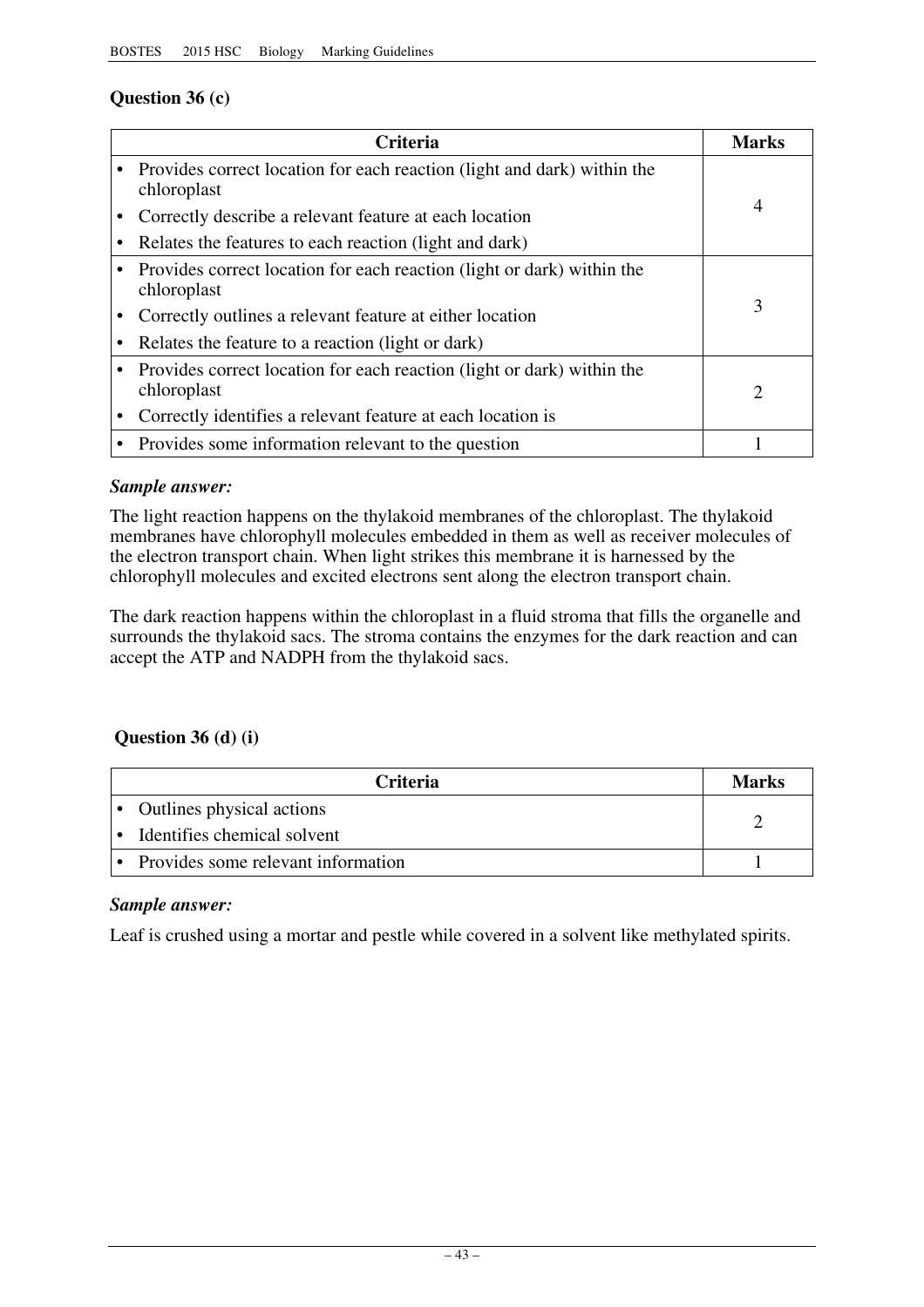### Question 36 (c)

| Criteria | Marks |
|---|---|
| • Provides correct location for each reaction (light and dark) within the chloroplast<br>• Correctly describe a relevant feature at each location<br>• Relates the features to each reaction (light and dark) | 4 |
| • Provides correct location for each reaction (light or dark) within the chloroplast<br>• Correctly outlines a relevant feature at either location<br>• Relates the feature to a reaction (light or dark) | 3 |
| • Provides correct location for each reaction (light or dark) within the chloroplast<br>• Correctly identifies a relevant feature at each location is | 2 |
| • Provides some information relevant to the question | 1 |

***Sample answer:***

The light reaction happens on the thylakoid membranes of the chloroplast. The thylakoid membranes have chlorophyll molecules embedded in them as well as receiver molecules of the electron transport chain. When light strikes this membrane it is harnessed by the chlorophyll molecules and excited electrons sent along the electron transport chain.

The dark reaction happens within the chloroplast in a fluid stroma that fills the organelle and surrounds the thylakoid sacs. The stroma contains the enzymes for the dark reaction and can accept the ATP and NADPH from the thylakoid sacs.

### Question 36 (d) (i)

| Criteria | Marks |
|---|---|
| • Outlines physical actions<br>• Identifies chemical solvent | 2 |
| • Provides some relevant information | 1 |

***Sample answer:***

Leaf is crushed using a mortar and pestle while covered in a solvent like methylated spirits.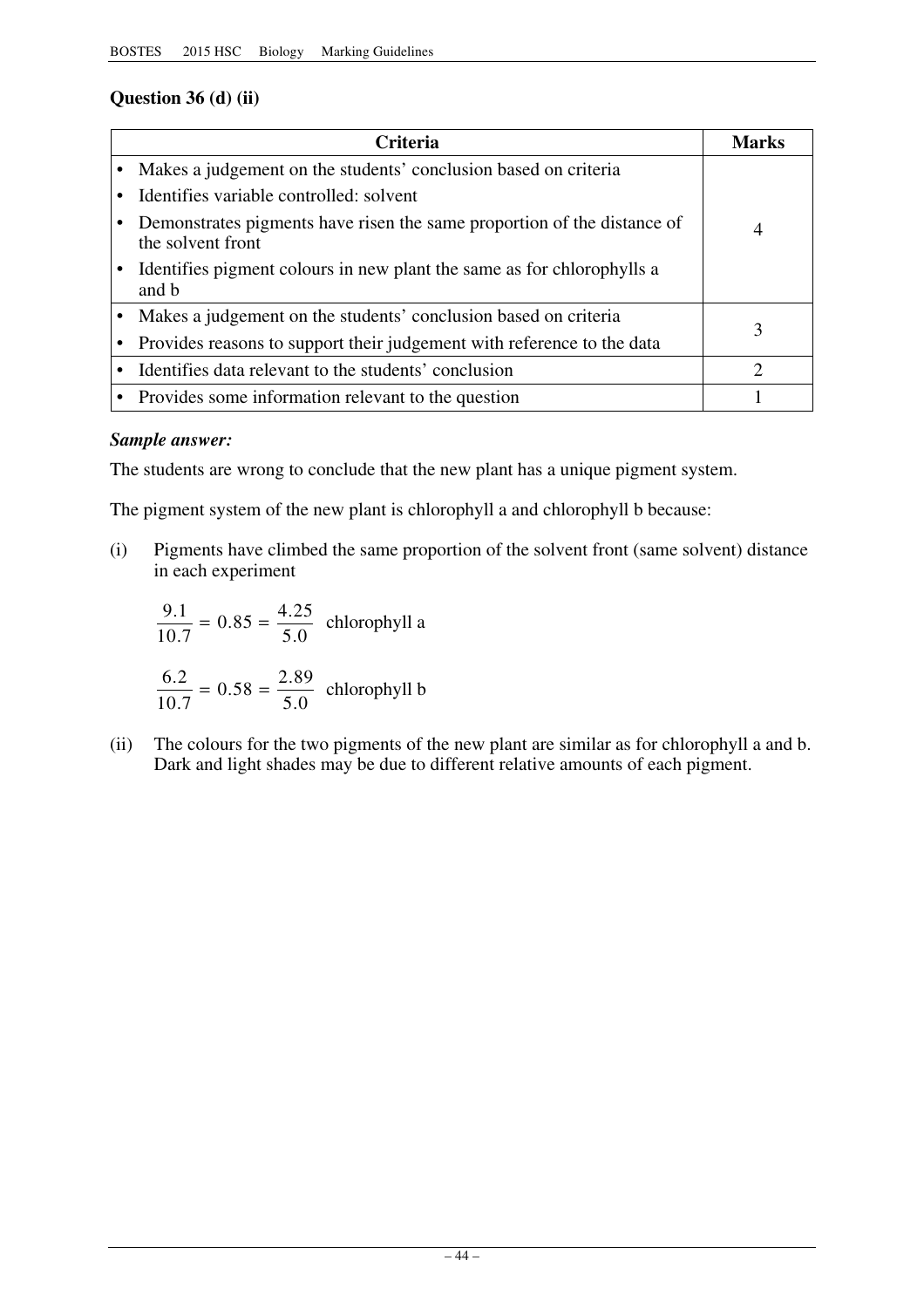## Question 36 (d) (ii)

| Criteria | Marks |
|---|---|
| • Makes a judgement on the students' conclusion based on criteria<br>• Identifies variable controlled: solvent<br>• Demonstrates pigments have risen the same proportion of the distance of the solvent front<br>• Identifies pigment colours in new plant the same as for chlorophylls a and b | 4 |
| • Makes a judgement on the students' conclusion based on criteria<br>• Provides reasons to support their judgement with reference to the data | 3 |
| • Identifies data relevant to the students' conclusion | 2 |
| • Provides some information relevant to the question | 1 |

***Sample answer:***

The students are wrong to conclude that the new plant has a unique pigment system.

The pigment system of the new plant is chlorophyll a and chlorophyll b because:

(i) Pigments have climbed the same proportion of the solvent front (same solvent) distance in each experiment

$$\frac{9.1}{10.7} = 0.85 = \frac{4.25}{5.0} \text{ chlorophyll a}$$

$$\frac{6.2}{10.7} = 0.58 = \frac{2.89}{5.0} \text{ chlorophyll b}$$

(ii) The colours for the two pigments of the new plant are similar as for chlorophyll a and b. Dark and light shades may be due to different relative amounts of each pigment.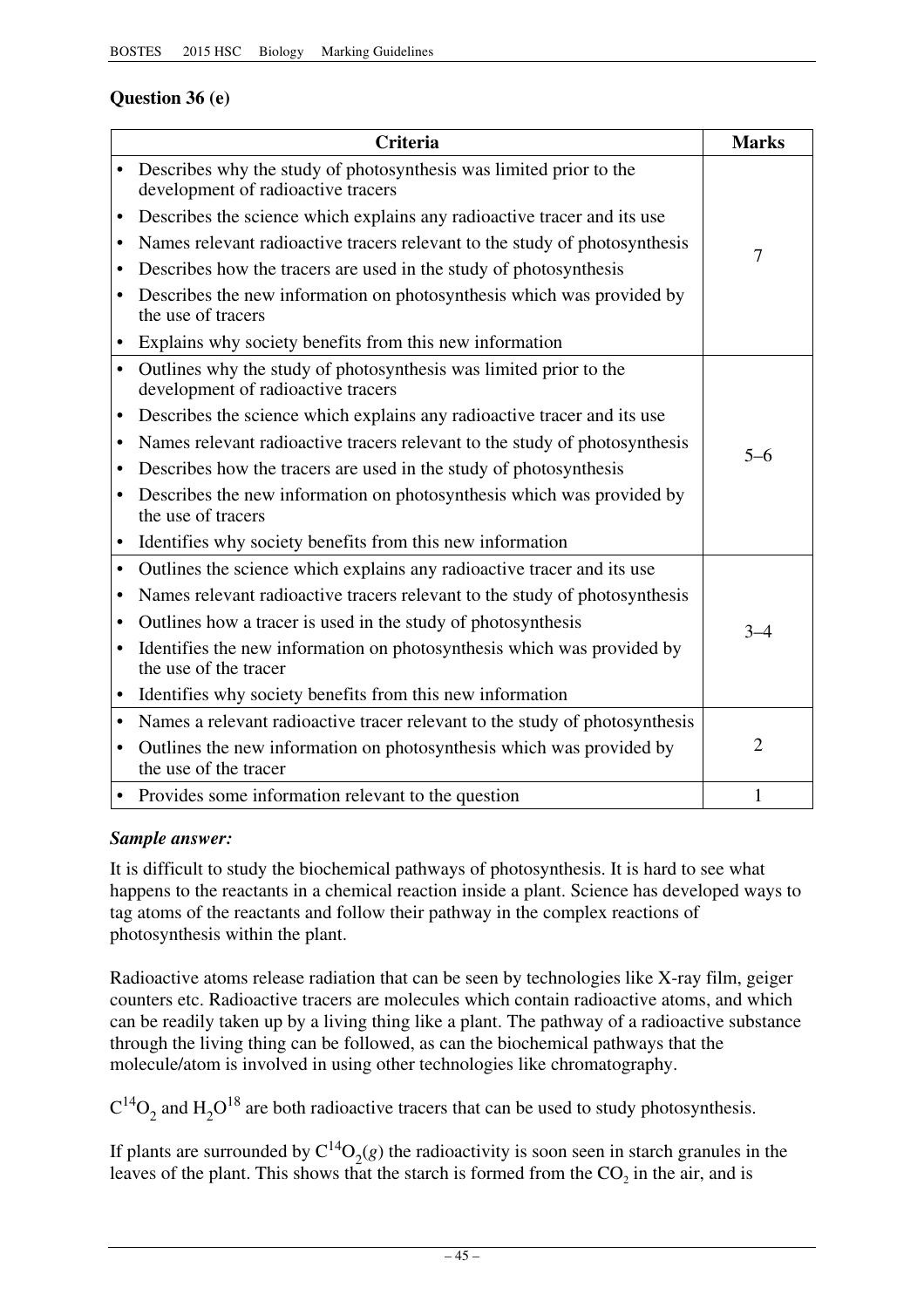## Question 36 (e)

| Criteria | Marks |
|---|---|
| • Describes why the study of photosynthesis was limited prior to the development of radioactive tracers<br>• Describes the science which explains any radioactive tracer and its use<br>• Names relevant radioactive tracers relevant to the study of photosynthesis<br>• Describes how the tracers are used in the study of photosynthesis<br>• Describes the new information on photosynthesis which was provided by the use of tracers<br>• Explains why society benefits from this new information | 7 |
| • Outlines why the study of photosynthesis was limited prior to the development of radioactive tracers<br>• Describes the science which explains any radioactive tracer and its use<br>• Names relevant radioactive tracers relevant to the study of photosynthesis<br>• Describes how the tracers are used in the study of photosynthesis<br>• Describes the new information on photosynthesis which was provided by the use of tracers<br>• Identifies why society benefits from this new information | 5–6 |
| • Outlines the science which explains any radioactive tracer and its use<br>• Names relevant radioactive tracers relevant to the study of photosynthesis<br>• Outlines how a tracer is used in the study of photosynthesis<br>• Identifies the new information on photosynthesis which was provided by the use of the tracer<br>• Identifies why society benefits from this new information | 3–4 |
| • Names a relevant radioactive tracer relevant to the study of photosynthesis<br>• Outlines the new information on photosynthesis which was provided by the use of the tracer | 2 |
| • Provides some information relevant to the question | 1 |

***Sample answer:***

It is difficult to study the biochemical pathways of photosynthesis. It is hard to see what happens to the reactants in a chemical reaction inside a plant. Science has developed ways to tag atoms of the reactants and follow their pathway in the complex reactions of photosynthesis within the plant.

Radioactive atoms release radiation that can be seen by technologies like X-ray film, geiger counters etc. Radioactive tracers are molecules which contain radioactive atoms, and which can be readily taken up by a living thing like a plant. The pathway of a radioactive substance through the living thing can be followed, as can the biochemical pathways that the molecule/atom is involved in using other technologies like chromatography.

$C^{14}O_2$ and $H_2O^{18}$ are both radioactive tracers that can be used to study photosynthesis.

If plants are surrounded by $C^{14}O_2(g)$ the radioactivity is soon seen in starch granules in the leaves of the plant. This shows that the starch is formed from the $CO_2$ in the air, and is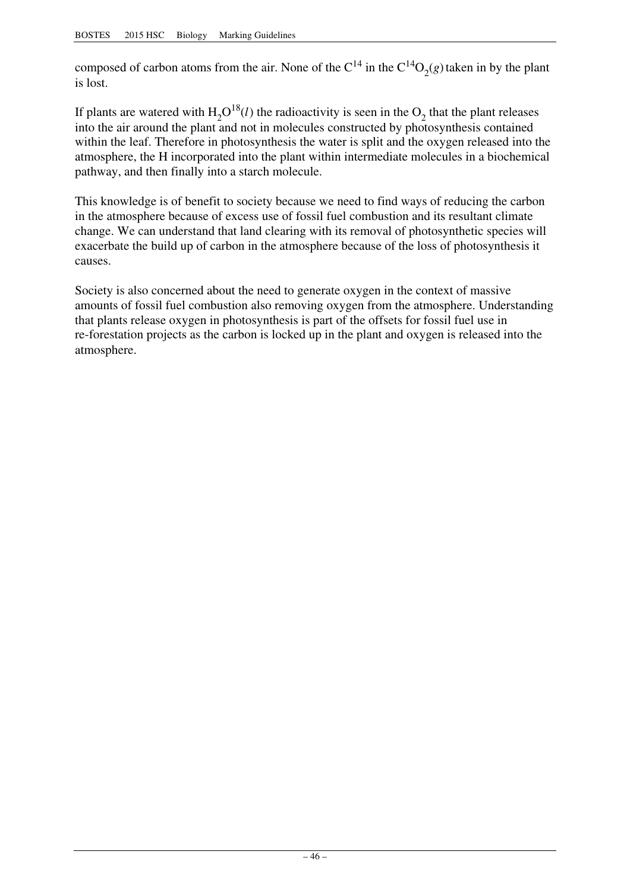composed of carbon atoms from the air. None of the $C^{14}$ in the $C^{14}O_2(g)$ taken in by the plant is lost.

If plants are watered with $H_2O^{18}(l)$ the radioactivity is seen in the $O_2$ that the plant releases into the air around the plant and not in molecules constructed by photosynthesis contained within the leaf. Therefore in photosynthesis the water is split and the oxygen released into the atmosphere, the H incorporated into the plant within intermediate molecules in a biochemical pathway, and then finally into a starch molecule.

This knowledge is of benefit to society because we need to find ways of reducing the carbon in the atmosphere because of excess use of fossil fuel combustion and its resultant climate change. We can understand that land clearing with its removal of photosynthetic species will exacerbate the build up of carbon in the atmosphere because of the loss of photosynthesis it causes.

Society is also concerned about the need to generate oxygen in the context of massive amounts of fossil fuel combustion also removing oxygen from the atmosphere. Understanding that plants release oxygen in photosynthesis is part of the offsets for fossil fuel use in re-forestation projects as the carbon is locked up in the plant and oxygen is released into the atmosphere.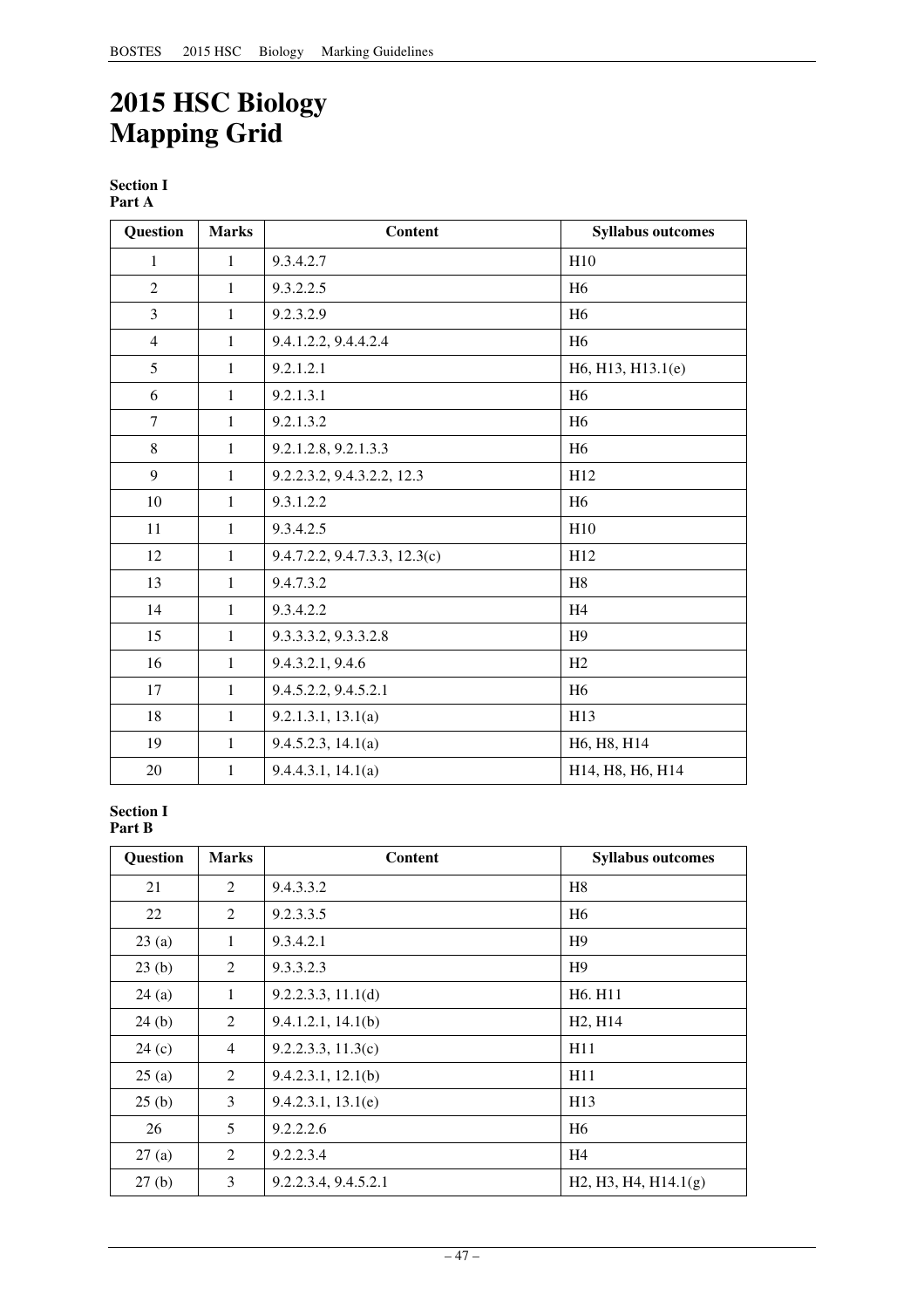# 2015 HSC Biology Mapping Grid

**Section I**
**Part A**

| Question | Marks | Content | Syllabus outcomes |
|---|---|---|---|
| 1 | 1 | 9.3.4.2.7 | H10 |
| 2 | 1 | 9.3.2.2.5 | H6 |
| 3 | 1 | 9.2.3.2.9 | H6 |
| 4 | 1 | 9.4.1.2.2, 9.4.4.2.4 | H6 |
| 5 | 1 | 9.2.1.2.1 | H6, H13, H13.1(e) |
| 6 | 1 | 9.2.1.3.1 | H6 |
| 7 | 1 | 9.2.1.3.2 | H6 |
| 8 | 1 | 9.2.1.2.8, 9.2.1.3.3 | H6 |
| 9 | 1 | 9.2.2.3.2, 9.4.3.2.2, 12.3 | H12 |
| 10 | 1 | 9.3.1.2.2 | H6 |
| 11 | 1 | 9.3.4.2.5 | H10 |
| 12 | 1 | 9.4.7.2.2, 9.4.7.3.3, 12.3(c) | H12 |
| 13 | 1 | 9.4.7.3.2 | H8 |
| 14 | 1 | 9.3.4.2.2 | H4 |
| 15 | 1 | 9.3.3.3.2, 9.3.3.2.8 | H9 |
| 16 | 1 | 9.4.3.2.1, 9.4.6 | H2 |
| 17 | 1 | 9.4.5.2.2, 9.4.5.2.1 | H6 |
| 18 | 1 | 9.2.1.3.1, 13.1(a) | H13 |
| 19 | 1 | 9.4.5.2.3, 14.1(a) | H6, H8, H14 |
| 20 | 1 | 9.4.4.3.1, 14.1(a) | H14, H8, H6, H14 |

**Section I**
**Part B**

| Question | Marks | Content | Syllabus outcomes |
|---|---|---|---|
| 21 | 2 | 9.4.3.3.2 | H8 |
| 22 | 2 | 9.2.3.3.5 | H6 |
| 23 (a) | 1 | 9.3.4.2.1 | H9 |
| 23 (b) | 2 | 9.3.3.2.3 | H9 |
| 24 (a) | 1 | 9.2.2.3.3, 11.1(d) | H6. H11 |
| 24 (b) | 2 | 9.4.1.2.1, 14.1(b) | H2, H14 |
| 24 (c) | 4 | 9.2.2.3.3, 11.3(c) | H11 |
| 25 (a) | 2 | 9.4.2.3.1, 12.1(b) | H11 |
| 25 (b) | 3 | 9.4.2.3.1, 13.1(e) | H13 |
| 26 | 5 | 9.2.2.2.6 | H6 |
| 27 (a) | 2 | 9.2.2.3.4 | H4 |
| 27 (b) | 3 | 9.2.2.3.4, 9.4.5.2.1 | H2, H3, H4, H14.1(g) |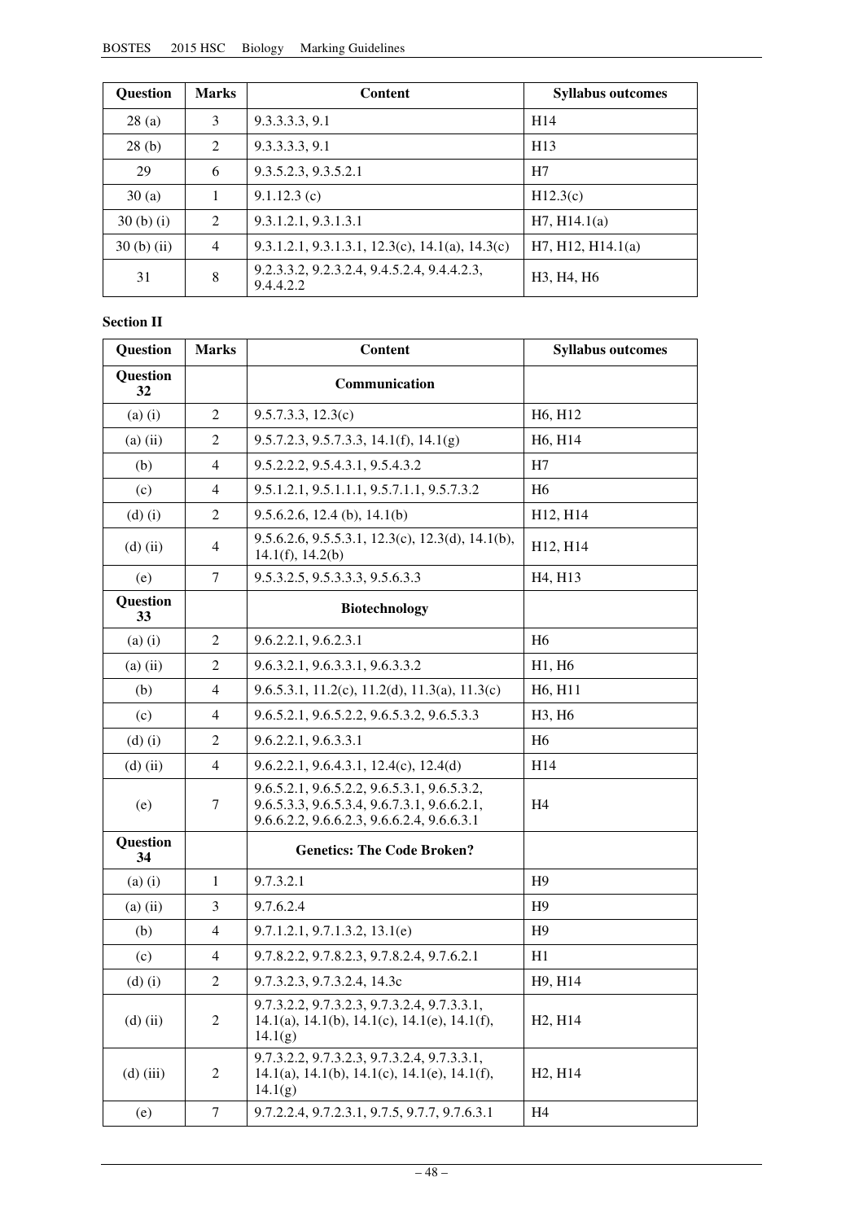| Question | Marks | Content | Syllabus outcomes |
|---|---|---|---|
| 28 (a) | 3 | 9.3.3.3.3, 9.1 | H14 |
| 28 (b) | 2 | 9.3.3.3.3, 9.1 | H13 |
| 29 | 6 | 9.3.5.2.3, 9.3.5.2.1 | H7 |
| 30 (a) | 1 | 9.1.12.3 (c) | H12.3(c) |
| 30 (b) (i) | 2 | 9.3.1.2.1, 9.3.1.3.1 | H7, H14.1(a) |
| 30 (b) (ii) | 4 | 9.3.1.2.1, 9.3.1.3.1, 12.3(c), 14.1(a), 14.3(c) | H7, H12, H14.1(a) |
| 31 | 8 | 9.2.3.3.2, 9.2.3.2.4, 9.4.5.2.4, 9.4.4.2.3, 9.4.4.2.2 | H3, H4, H6 |

**Section II**

| Question | Marks | Content | Syllabus outcomes |
|---|---|---|---|
| **Question 32** | | **Communication** | |
| (a) (i) | 2 | 9.5.7.3.3, 12.3(c) | H6, H12 |
| (a) (ii) | 2 | 9.5.7.2.3, 9.5.7.3.3, 14.1(f), 14.1(g) | H6, H14 |
| (b) | 4 | 9.5.2.2.2, 9.5.4.3.1, 9.5.4.3.2 | H7 |
| (c) | 4 | 9.5.1.2.1, 9.5.1.1.1, 9.5.7.1.1, 9.5.7.3.2 | H6 |
| (d) (i) | 2 | 9.5.6.2.6, 12.4 (b), 14.1(b) | H12, H14 |
| (d) (ii) | 4 | 9.5.6.2.6, 9.5.5.3.1, 12.3(c), 12.3(d), 14.1(b), 14.1(f), 14.2(b) | H12, H14 |
| (e) | 7 | 9.5.3.2.5, 9.5.3.3.3, 9.5.6.3.3 | H4, H13 |
| **Question 33** | | **Biotechnology** | |
| (a) (i) | 2 | 9.6.2.2.1, 9.6.2.3.1 | H6 |
| (a) (ii) | 2 | 9.6.3.2.1, 9.6.3.3.1, 9.6.3.3.2 | H1, H6 |
| (b) | 4 | 9.6.5.3.1, 11.2(c), 11.2(d), 11.3(a), 11.3(c) | H6, H11 |
| (c) | 4 | 9.6.5.2.1, 9.6.5.2.2, 9.6.5.3.2, 9.6.5.3.3 | H3, H6 |
| (d) (i) | 2 | 9.6.2.2.1, 9.6.3.3.1 | H6 |
| (d) (ii) | 4 | 9.6.2.2.1, 9.6.4.3.1, 12.4(c), 12.4(d) | H14 |
| (e) | 7 | 9.6.5.2.1, 9.6.5.2.2, 9.6.5.3.1, 9.6.5.3.2, 9.6.5.3.3, 9.6.5.3.4, 9.6.7.3.1, 9.6.6.2.1, 9.6.6.2.2, 9.6.6.2.3, 9.6.6.2.4, 9.6.6.3.1 | H4 |
| **Question 34** | | **Genetics: The Code Broken?** | |
| (a) (i) | 1 | 9.7.3.2.1 | H9 |
| (a) (ii) | 3 | 9.7.6.2.4 | H9 |
| (b) | 4 | 9.7.1.2.1, 9.7.1.3.2, 13.1(e) | H9 |
| (c) | 4 | 9.7.8.2.2, 9.7.8.2.3, 9.7.8.2.4, 9.7.6.2.1 | H1 |
| (d) (i) | 2 | 9.7.3.2.3, 9.7.3.2.4, 14.3c | H9, H14 |
| (d) (ii) | 2 | 9.7.3.2.2, 9.7.3.2.3, 9.7.3.2.4, 9.7.3.3.1, 14.1(a), 14.1(b), 14.1(c), 14.1(e), 14.1(f), 14.1(g) | H2, H14 |
| (d) (iii) | 2 | 9.7.3.2.2, 9.7.3.2.3, 9.7.3.2.4, 9.7.3.3.1, 14.1(a), 14.1(b), 14.1(c), 14.1(e), 14.1(f), 14.1(g) | H2, H14 |
| (e) | 7 | 9.7.2.2.4, 9.7.2.3.1, 9.7.5, 9.7.7, 9.7.6.3.1 | H4 |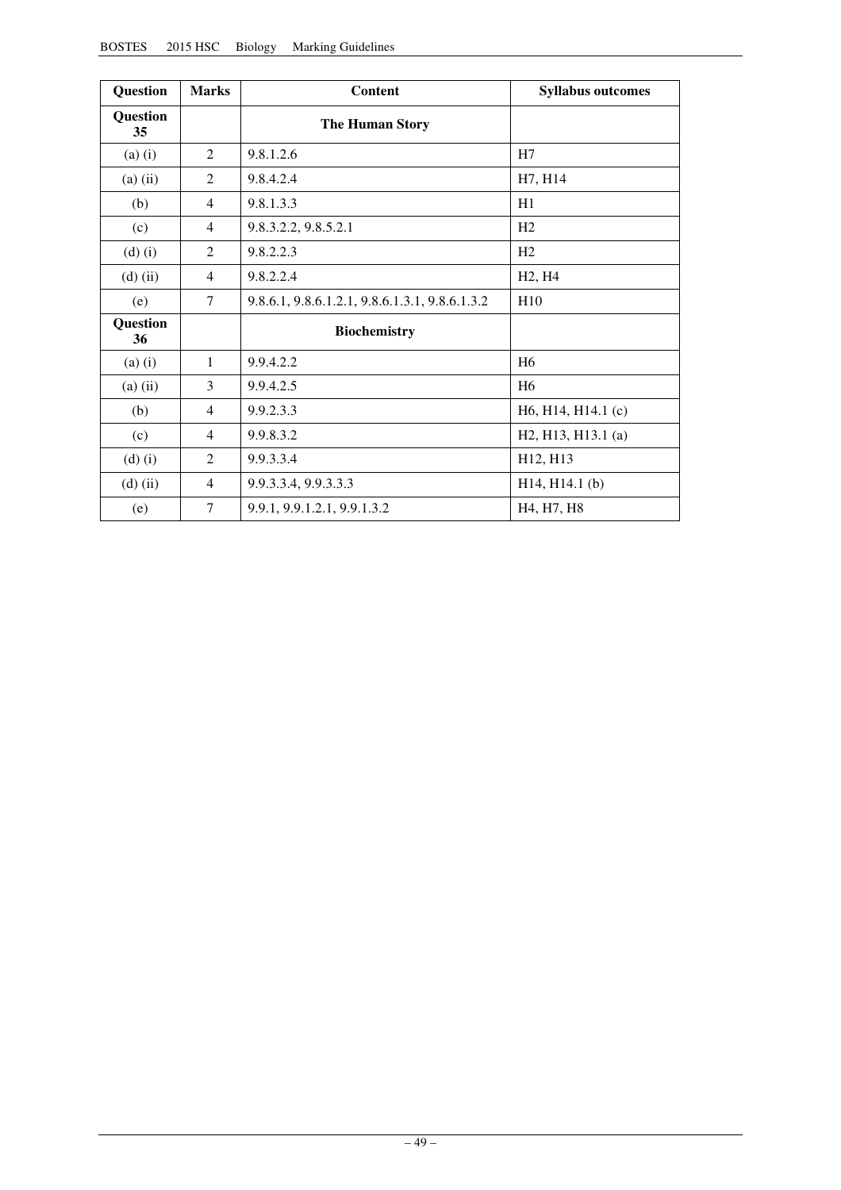| Question | Marks | Content | Syllabus outcomes |
|---|---|---|---|
| **Question 35** | | **The Human Story** | |
| (a) (i) | 2 | 9.8.1.2.6 | H7 |
| (a) (ii) | 2 | 9.8.4.2.4 | H7, H14 |
| (b) | 4 | 9.8.1.3.3 | H1 |
| (c) | 4 | 9.8.3.2.2, 9.8.5.2.1 | H2 |
| (d) (i) | 2 | 9.8.2.2.3 | H2 |
| (d) (ii) | 4 | 9.8.2.2.4 | H2, H4 |
| (e) | 7 | 9.8.6.1, 9.8.6.1.2.1, 9.8.6.1.3.1, 9.8.6.1.3.2 | H10 |
| **Question 36** | | **Biochemistry** | |
| (a) (i) | 1 | 9.9.4.2.2 | H6 |
| (a) (ii) | 3 | 9.9.4.2.5 | H6 |
| (b) | 4 | 9.9.2.3.3 | H6, H14, H14.1 (c) |
| (c) | 4 | 9.9.8.3.2 | H2, H13, H13.1 (a) |
| (d) (i) | 2 | 9.9.3.3.4 | H12, H13 |
| (d) (ii) | 4 | 9.9.3.3.4, 9.9.3.3.3 | H14, H14.1 (b) |
| (e) | 7 | 9.9.1, 9.9.1.2.1, 9.9.1.3.2 | H4, H7, H8 |